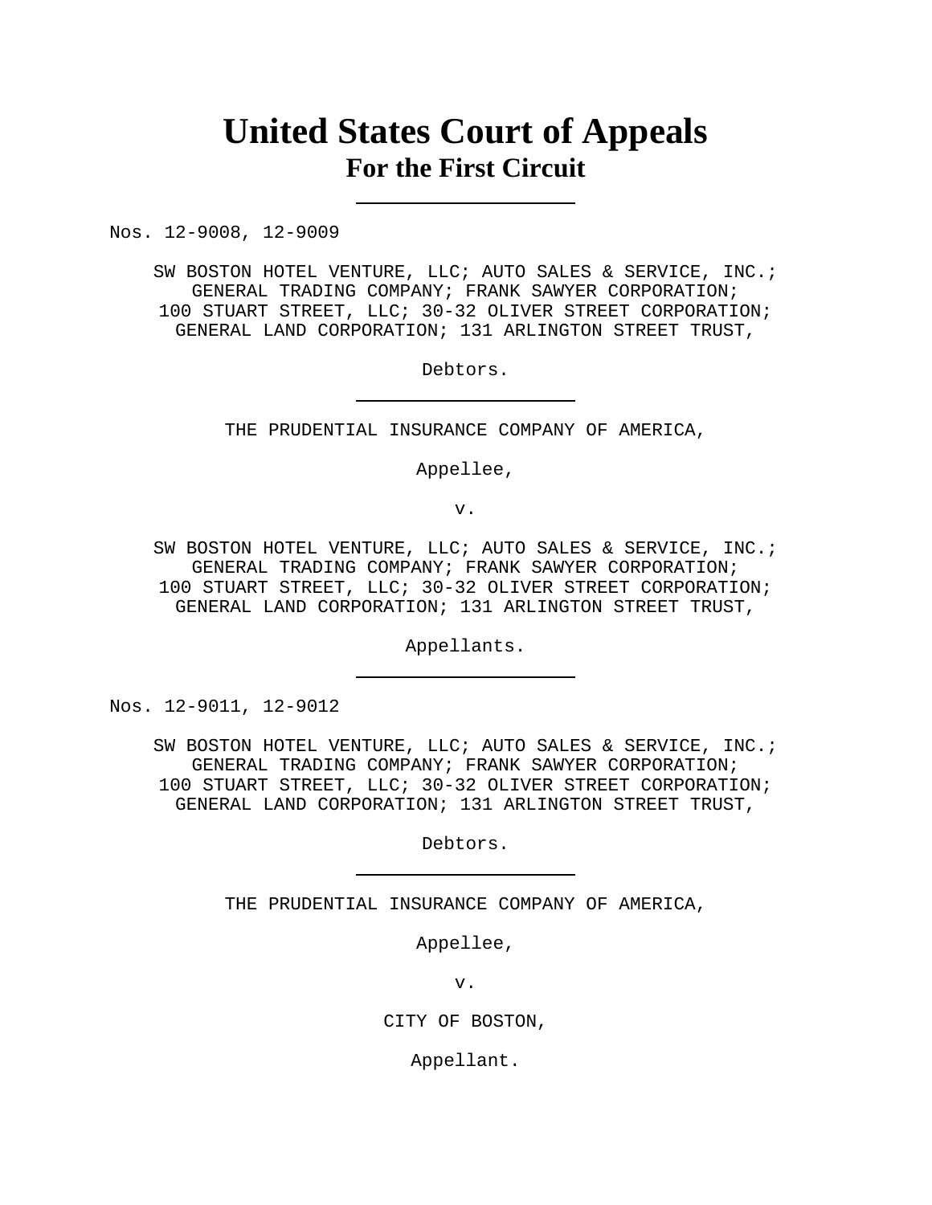# United States Court of Appeals
## For the First Circuit

---

Nos. 12-9008, 12-9009

SW BOSTON HOTEL VENTURE, LLC; AUTO SALES & SERVICE, INC.; GENERAL TRADING COMPANY; FRANK SAWYER CORPORATION; 100 STUART STREET, LLC; 30-32 OLIVER STREET CORPORATION; GENERAL LAND CORPORATION; 131 ARLINGTON STREET TRUST,

Debtors.

---

THE PRUDENTIAL INSURANCE COMPANY OF AMERICA,

Appellee,

v.

SW BOSTON HOTEL VENTURE, LLC; AUTO SALES & SERVICE, INC.; GENERAL TRADING COMPANY; FRANK SAWYER CORPORATION; 100 STUART STREET, LLC; 30-32 OLIVER STREET CORPORATION; GENERAL LAND CORPORATION; 131 ARLINGTON STREET TRUST,

Appellants.

---

Nos. 12-9011, 12-9012

SW BOSTON HOTEL VENTURE, LLC; AUTO SALES & SERVICE, INC.; GENERAL TRADING COMPANY; FRANK SAWYER CORPORATION; 100 STUART STREET, LLC; 30-32 OLIVER STREET CORPORATION; GENERAL LAND CORPORATION; 131 ARLINGTON STREET TRUST,

Debtors.

---

THE PRUDENTIAL INSURANCE COMPANY OF AMERICA,

Appellee,

v.

CITY OF BOSTON,

Appellant.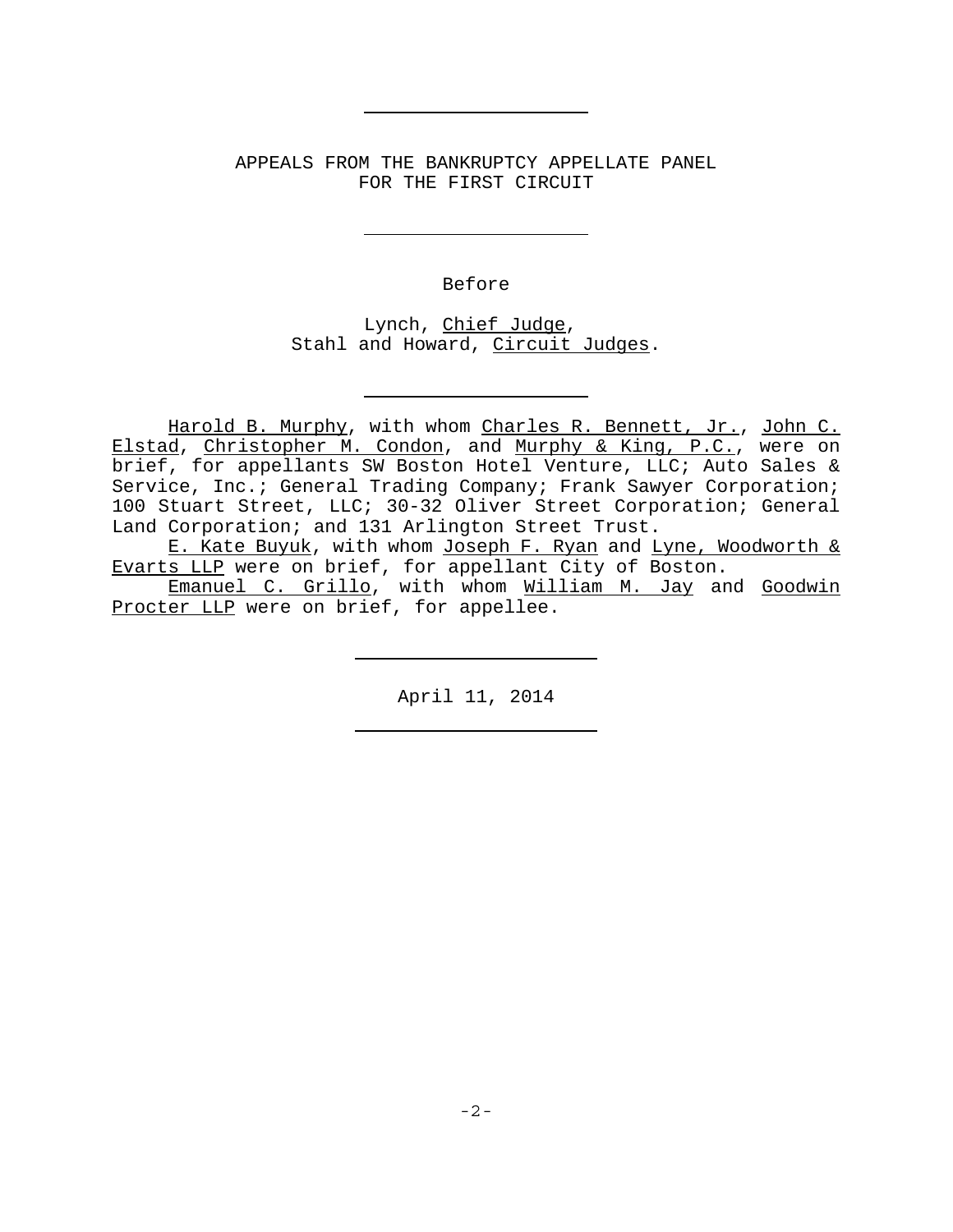APPEALS FROM THE BANKRUPTCY APPELLATE PANEL
FOR THE FIRST CIRCUIT

Before

Lynch, Chief Judge,
Stahl and Howard, Circuit Judges.

Harold B. Murphy, with whom Charles R. Bennett, Jr., John C. Elstad, Christopher M. Condon, and Murphy & King, P.C., were on brief, for appellants SW Boston Hotel Venture, LLC; Auto Sales & Service, Inc.; General Trading Company; Frank Sawyer Corporation; 100 Stuart Street, LLC; 30-32 Oliver Street Corporation; General Land Corporation; and 131 Arlington Street Trust.

E. Kate Buyuk, with whom Joseph F. Ryan and Lyne, Woodworth & Evarts LLP were on brief, for appellant City of Boston.

Emanuel C. Grillo, with whom William M. Jay and Goodwin Procter LLP were on brief, for appellee.

April 11, 2014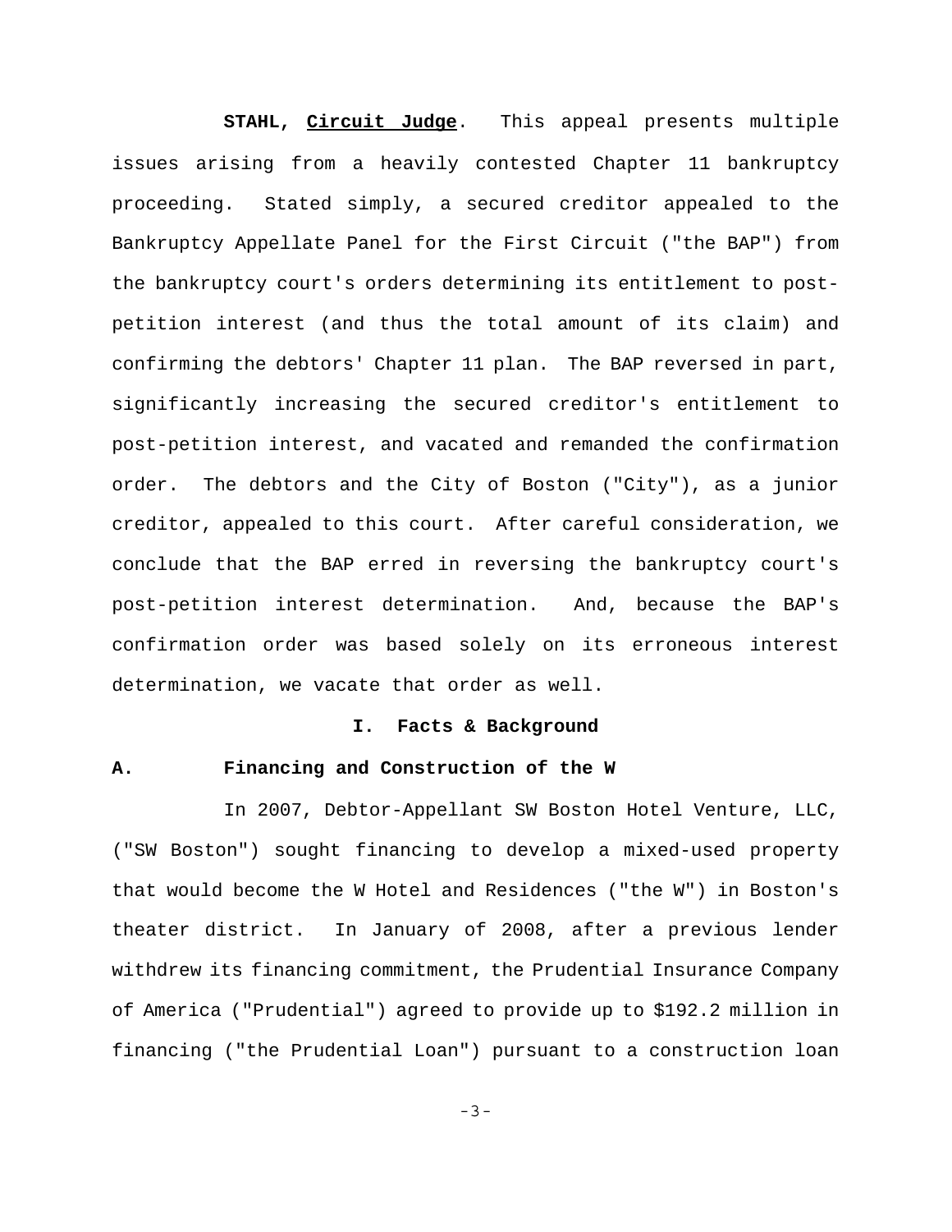**STAHL, Circuit Judge**. This appeal presents multiple issues arising from a heavily contested Chapter 11 bankruptcy proceeding. Stated simply, a secured creditor appealed to the Bankruptcy Appellate Panel for the First Circuit ("the BAP") from the bankruptcy court's orders determining its entitlement to post-petition interest (and thus the total amount of its claim) and confirming the debtors' Chapter 11 plan. The BAP reversed in part, significantly increasing the secured creditor's entitlement to post-petition interest, and vacated and remanded the confirmation order. The debtors and the City of Boston ("City"), as a junior creditor, appealed to this court. After careful consideration, we conclude that the BAP erred in reversing the bankruptcy court's post-petition interest determination. And, because the BAP's confirmation order was based solely on its erroneous interest determination, we vacate that order as well.

## I. Facts & Background

### A. Financing and Construction of the W

In 2007, Debtor-Appellant SW Boston Hotel Venture, LLC, ("SW Boston") sought financing to develop a mixed-used property that would become the W Hotel and Residences ("the W") in Boston's theater district. In January of 2008, after a previous lender withdrew its financing commitment, the Prudential Insurance Company of America ("Prudential") agreed to provide up to $192.2 million in financing ("the Prudential Loan") pursuant to a construction loan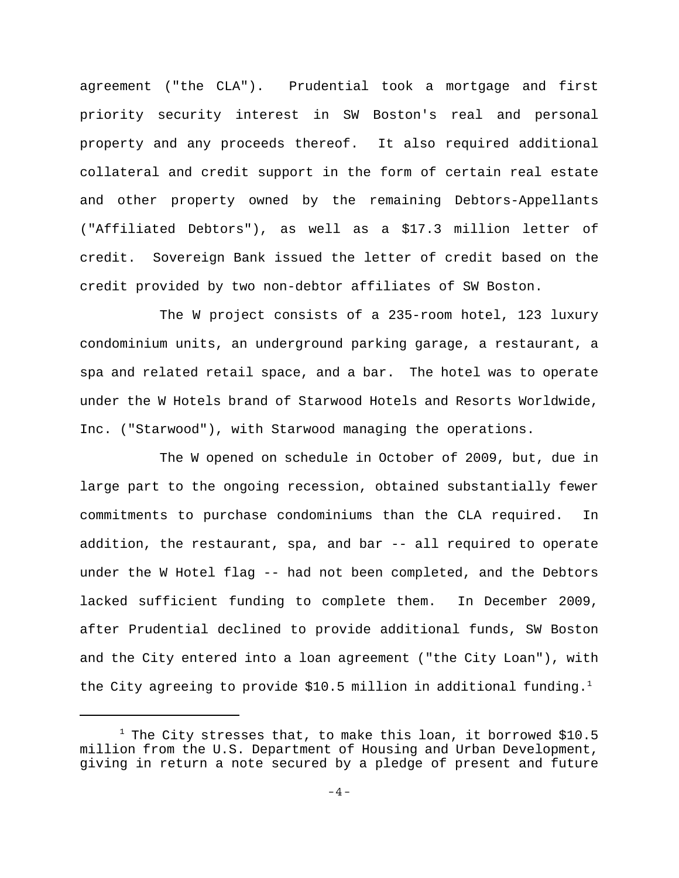agreement ("the CLA"). Prudential took a mortgage and first priority security interest in SW Boston's real and personal property and any proceeds thereof. It also required additional collateral and credit support in the form of certain real estate and other property owned by the remaining Debtors-Appellants ("Affiliated Debtors"), as well as a $17.3 million letter of credit. Sovereign Bank issued the letter of credit based on the credit provided by two non-debtor affiliates of SW Boston.

The W project consists of a 235-room hotel, 123 luxury condominium units, an underground parking garage, a restaurant, a spa and related retail space, and a bar. The hotel was to operate under the W Hotels brand of Starwood Hotels and Resorts Worldwide, Inc. ("Starwood"), with Starwood managing the operations.

The W opened on schedule in October of 2009, but, due in large part to the ongoing recession, obtained substantially fewer commitments to purchase condominiums than the CLA required. In addition, the restaurant, spa, and bar -- all required to operate under the W Hotel flag -- had not been completed, and the Debtors lacked sufficient funding to complete them. In December 2009, after Prudential declined to provide additional funds, SW Boston and the City entered into a loan agreement ("the City Loan"), with the City agreeing to provide $10.5 million in additional funding.[1]

---

[1] The City stresses that, to make this loan, it borrowed $10.5 million from the U.S. Department of Housing and Urban Development, giving in return a note secured by a pledge of present and future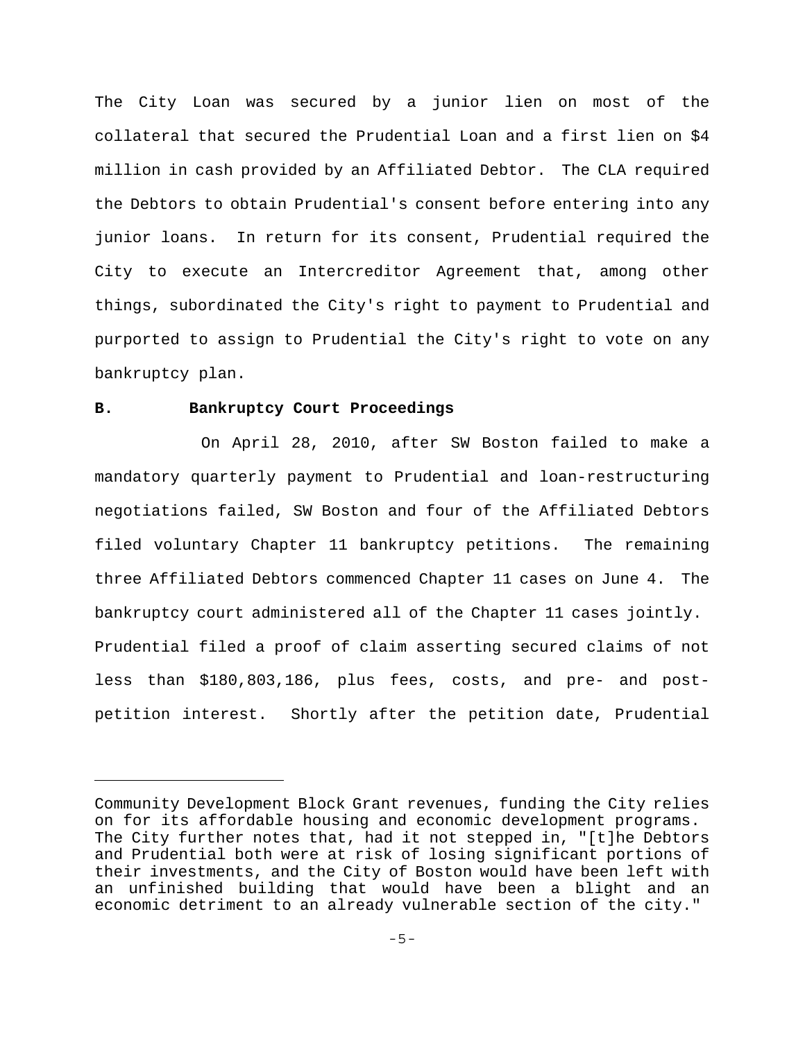The City Loan was secured by a junior lien on most of the collateral that secured the Prudential Loan and a first lien on $4 million in cash provided by an Affiliated Debtor. The CLA required the Debtors to obtain Prudential's consent before entering into any junior loans. In return for its consent, Prudential required the City to execute an Intercreditor Agreement that, among other things, subordinated the City's right to payment to Prudential and purported to assign to Prudential the City's right to vote on any bankruptcy plan.

**B. Bankruptcy Court Proceedings**

On April 28, 2010, after SW Boston failed to make a mandatory quarterly payment to Prudential and loan-restructuring negotiations failed, SW Boston and four of the Affiliated Debtors filed voluntary Chapter 11 bankruptcy petitions. The remaining three Affiliated Debtors commenced Chapter 11 cases on June 4. The bankruptcy court administered all of the Chapter 11 cases jointly. Prudential filed a proof of claim asserting secured claims of not less than $180,803,186, plus fees, costs, and pre- and post-petition interest. Shortly after the petition date, Prudential

---

Community Development Block Grant revenues, funding the City relies on for its affordable housing and economic development programs. The City further notes that, had it not stepped in, "[t]he Debtors and Prudential both were at risk of losing significant portions of their investments, and the City of Boston would have been left with an unfinished building that would have been a blight and an economic detriment to an already vulnerable section of the city."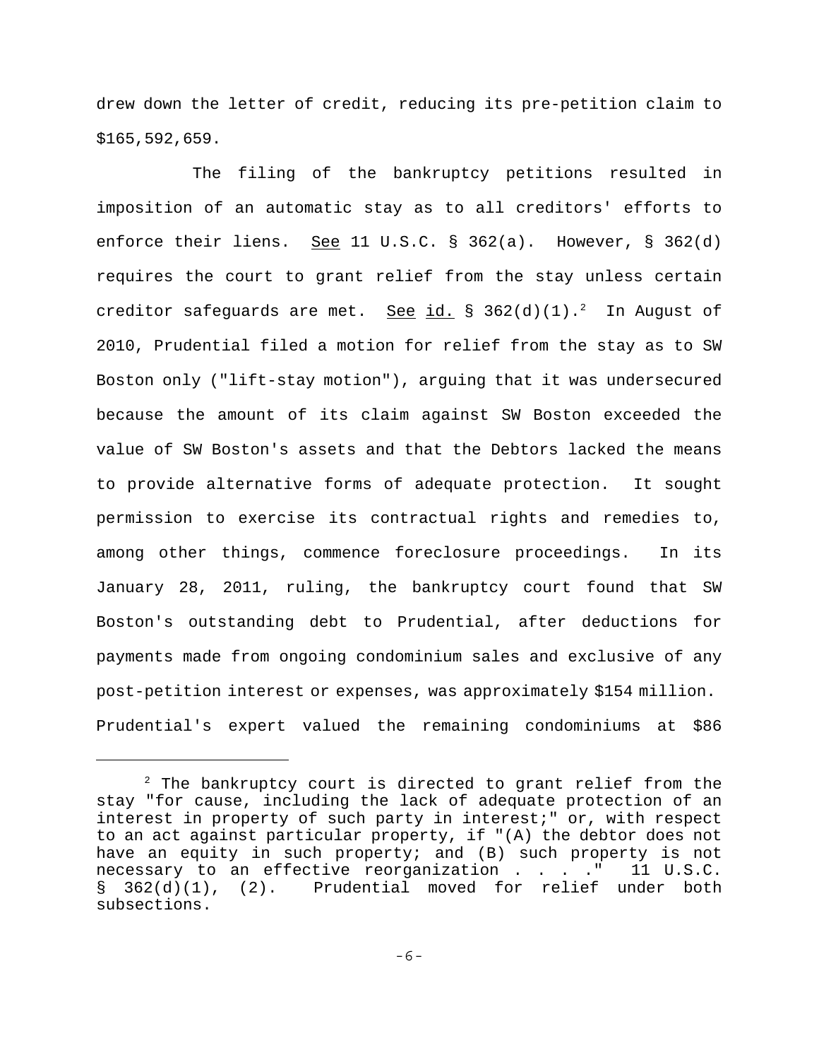drew down the letter of credit, reducing its pre-petition claim to $165,592,659.

The filing of the bankruptcy petitions resulted in imposition of an automatic stay as to all creditors' efforts to enforce their liens. See 11 U.S.C. § 362(a). However, § 362(d) requires the court to grant relief from the stay unless certain creditor safeguards are met. See id. § 362(d)(1).[2] In August of 2010, Prudential filed a motion for relief from the stay as to SW Boston only ("lift-stay motion"), arguing that it was undersecured because the amount of its claim against SW Boston exceeded the value of SW Boston's assets and that the Debtors lacked the means to provide alternative forms of adequate protection. It sought permission to exercise its contractual rights and remedies to, among other things, commence foreclosure proceedings. In its January 28, 2011, ruling, the bankruptcy court found that SW Boston's outstanding debt to Prudential, after deductions for payments made from ongoing condominium sales and exclusive of any post-petition interest or expenses, was approximately $154 million. Prudential's expert valued the remaining condominiums at $86

[2] The bankruptcy court is directed to grant relief from the stay "for cause, including the lack of adequate protection of an interest in property of such party in interest;" or, with respect to an act against particular property, if "(A) the debtor does not have an equity in such property; and (B) such property is not necessary to an effective reorganization . . . ." 11 U.S.C. § 362(d)(1), (2). Prudential moved for relief under both subsections.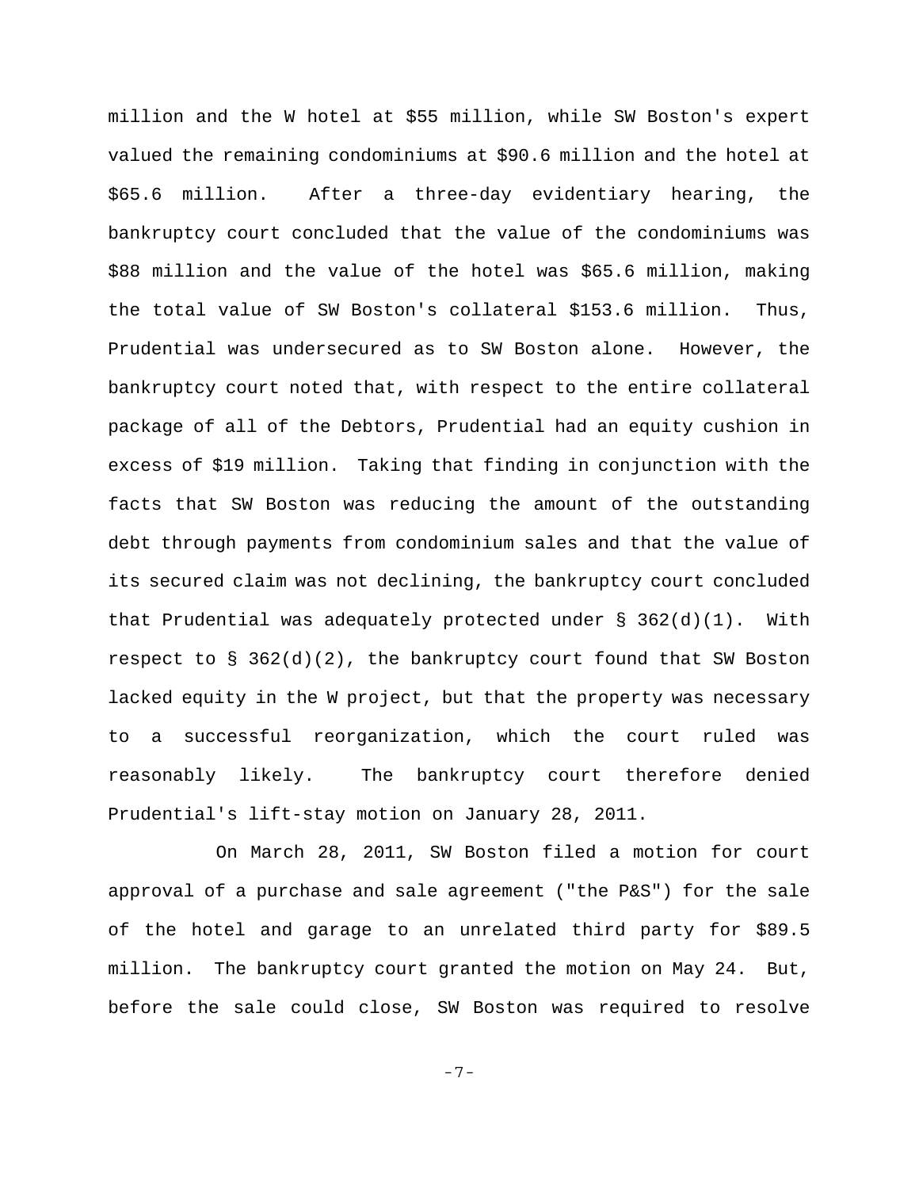million and the W hotel at $55 million, while SW Boston's expert valued the remaining condominiums at $90.6 million and the hotel at $65.6 million. After a three-day evidentiary hearing, the bankruptcy court concluded that the value of the condominiums was $88 million and the value of the hotel was $65.6 million, making the total value of SW Boston's collateral $153.6 million. Thus, Prudential was undersecured as to SW Boston alone. However, the bankruptcy court noted that, with respect to the entire collateral package of all of the Debtors, Prudential had an equity cushion in excess of $19 million. Taking that finding in conjunction with the facts that SW Boston was reducing the amount of the outstanding debt through payments from condominium sales and that the value of its secured claim was not declining, the bankruptcy court concluded that Prudential was adequately protected under § 362(d)(1). With respect to § 362(d)(2), the bankruptcy court found that SW Boston lacked equity in the W project, but that the property was necessary to a successful reorganization, which the court ruled was reasonably likely. The bankruptcy court therefore denied Prudential's lift-stay motion on January 28, 2011.

On March 28, 2011, SW Boston filed a motion for court approval of a purchase and sale agreement ("the P&S") for the sale of the hotel and garage to an unrelated third party for $89.5 million. The bankruptcy court granted the motion on May 24. But, before the sale could close, SW Boston was required to resolve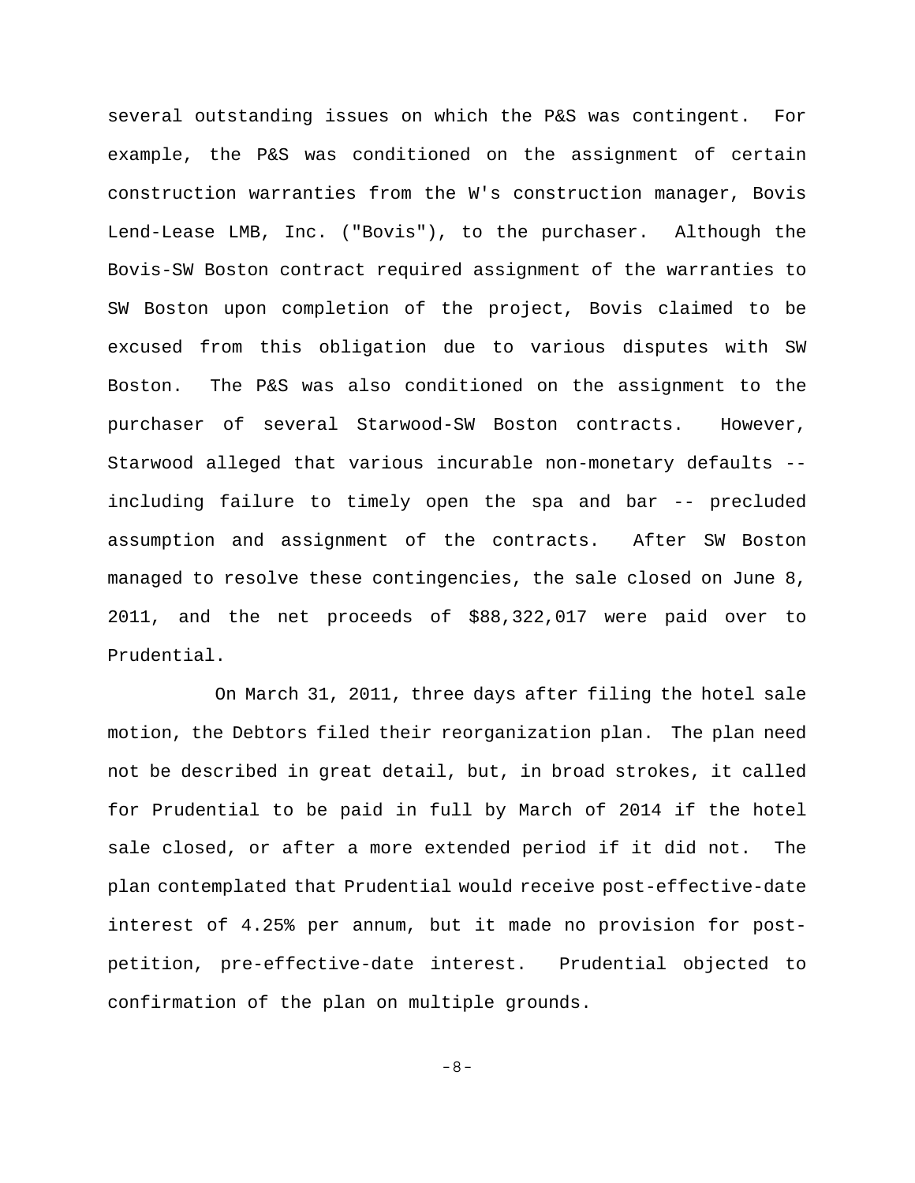several outstanding issues on which the P&S was contingent. For example, the P&S was conditioned on the assignment of certain construction warranties from the W's construction manager, Bovis Lend-Lease LMB, Inc. ("Bovis"), to the purchaser. Although the Bovis-SW Boston contract required assignment of the warranties to SW Boston upon completion of the project, Bovis claimed to be excused from this obligation due to various disputes with SW Boston. The P&S was also conditioned on the assignment to the purchaser of several Starwood-SW Boston contracts. However, Starwood alleged that various incurable non-monetary defaults -- including failure to timely open the spa and bar -- precluded assumption and assignment of the contracts. After SW Boston managed to resolve these contingencies, the sale closed on June 8, 2011, and the net proceeds of $88,322,017 were paid over to Prudential.

On March 31, 2011, three days after filing the hotel sale motion, the Debtors filed their reorganization plan. The plan need not be described in great detail, but, in broad strokes, it called for Prudential to be paid in full by March of 2014 if the hotel sale closed, or after a more extended period if it did not. The plan contemplated that Prudential would receive post-effective-date interest of 4.25% per annum, but it made no provision for post-petition, pre-effective-date interest. Prudential objected to confirmation of the plan on multiple grounds.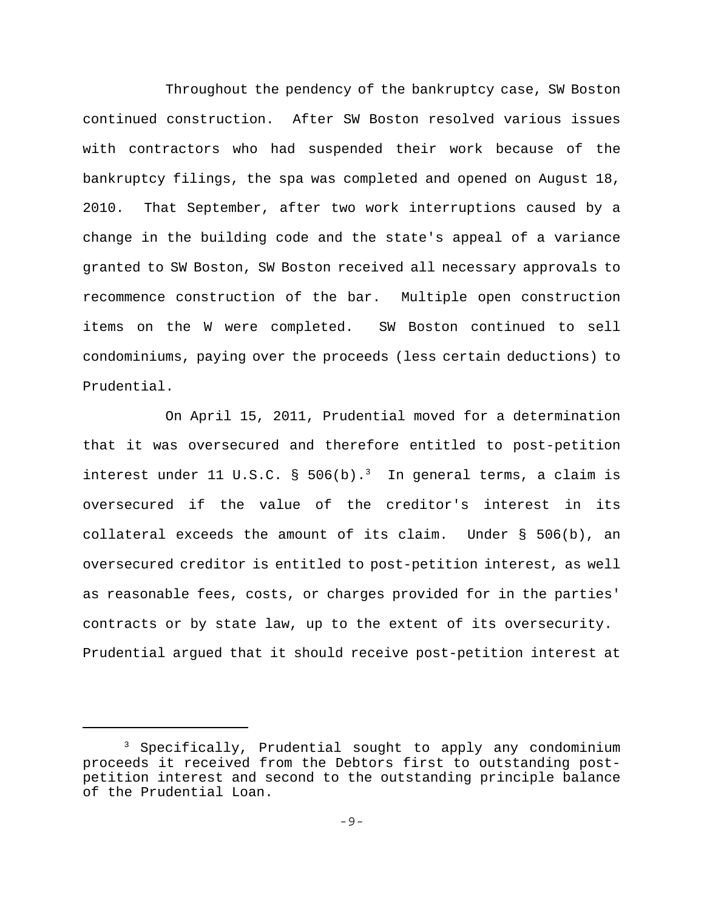Throughout the pendency of the bankruptcy case, SW Boston continued construction. After SW Boston resolved various issues with contractors who had suspended their work because of the bankruptcy filings, the spa was completed and opened on August 18, 2010. That September, after two work interruptions caused by a change in the building code and the state's appeal of a variance granted to SW Boston, SW Boston received all necessary approvals to recommence construction of the bar. Multiple open construction items on the W were completed. SW Boston continued to sell condominiums, paying over the proceeds (less certain deductions) to Prudential.

On April 15, 2011, Prudential moved for a determination that it was oversecured and therefore entitled to post-petition interest under 11 U.S.C. § 506(b).[3] In general terms, a claim is oversecured if the value of the creditor's interest in its collateral exceeds the amount of its claim. Under § 506(b), an oversecured creditor is entitled to post-petition interest, as well as reasonable fees, costs, or charges provided for in the parties' contracts or by state law, up to the extent of its oversecurity. Prudential argued that it should receive post-petition interest at

[3] Specifically, Prudential sought to apply any condominium proceeds it received from the Debtors first to outstanding post-petition interest and second to the outstanding principle balance of the Prudential Loan.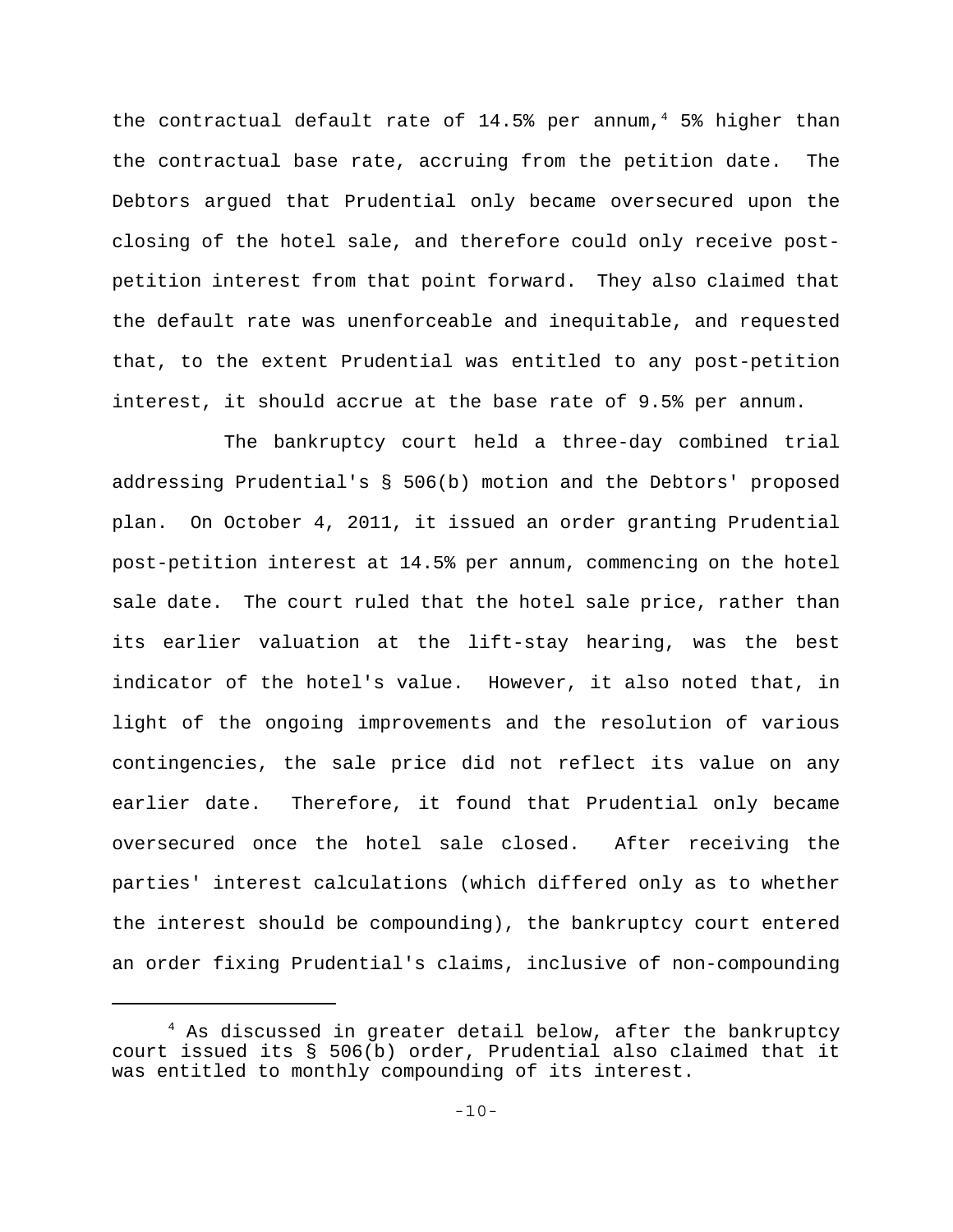the contractual default rate of 14.5% per annum,[4] 5% higher than the contractual base rate, accruing from the petition date. The Debtors argued that Prudential only became oversecured upon the closing of the hotel sale, and therefore could only receive post-petition interest from that point forward. They also claimed that the default rate was unenforceable and inequitable, and requested that, to the extent Prudential was entitled to any post-petition interest, it should accrue at the base rate of 9.5% per annum.

The bankruptcy court held a three-day combined trial addressing Prudential's § 506(b) motion and the Debtors' proposed plan. On October 4, 2011, it issued an order granting Prudential post-petition interest at 14.5% per annum, commencing on the hotel sale date. The court ruled that the hotel sale price, rather than its earlier valuation at the lift-stay hearing, was the best indicator of the hotel's value. However, it also noted that, in light of the ongoing improvements and the resolution of various contingencies, the sale price did not reflect its value on any earlier date. Therefore, it found that Prudential only became oversecured once the hotel sale closed. After receiving the parties' interest calculations (which differed only as to whether the interest should be compounding), the bankruptcy court entered an order fixing Prudential's claims, inclusive of non-compounding

[4] As discussed in greater detail below, after the bankruptcy court issued its § 506(b) order, Prudential also claimed that it was entitled to monthly compounding of its interest.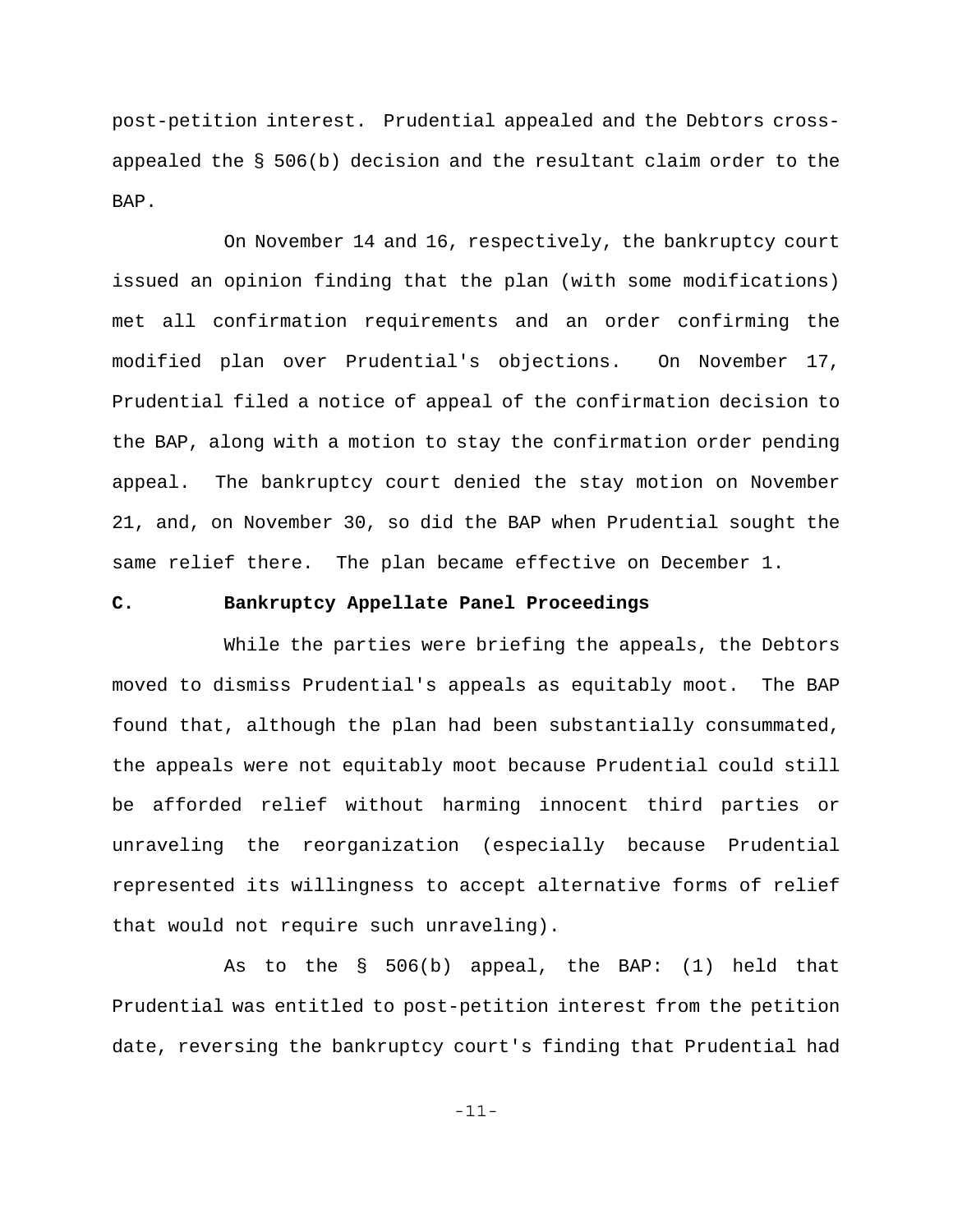post-petition interest. Prudential appealed and the Debtors cross-appealed the § 506(b) decision and the resultant claim order to the BAP.

On November 14 and 16, respectively, the bankruptcy court issued an opinion finding that the plan (with some modifications) met all confirmation requirements and an order confirming the modified plan over Prudential's objections. On November 17, Prudential filed a notice of appeal of the confirmation decision to the BAP, along with a motion to stay the confirmation order pending appeal. The bankruptcy court denied the stay motion on November 21, and, on November 30, so did the BAP when Prudential sought the same relief there. The plan became effective on December 1.

### C. Bankruptcy Appellate Panel Proceedings

While the parties were briefing the appeals, the Debtors moved to dismiss Prudential's appeals as equitably moot. The BAP found that, although the plan had been substantially consummated, the appeals were not equitably moot because Prudential could still be afforded relief without harming innocent third parties or unraveling the reorganization (especially because Prudential represented its willingness to accept alternative forms of relief that would not require such unraveling).

As to the § 506(b) appeal, the BAP: (1) held that Prudential was entitled to post-petition interest from the petition date, reversing the bankruptcy court's finding that Prudential had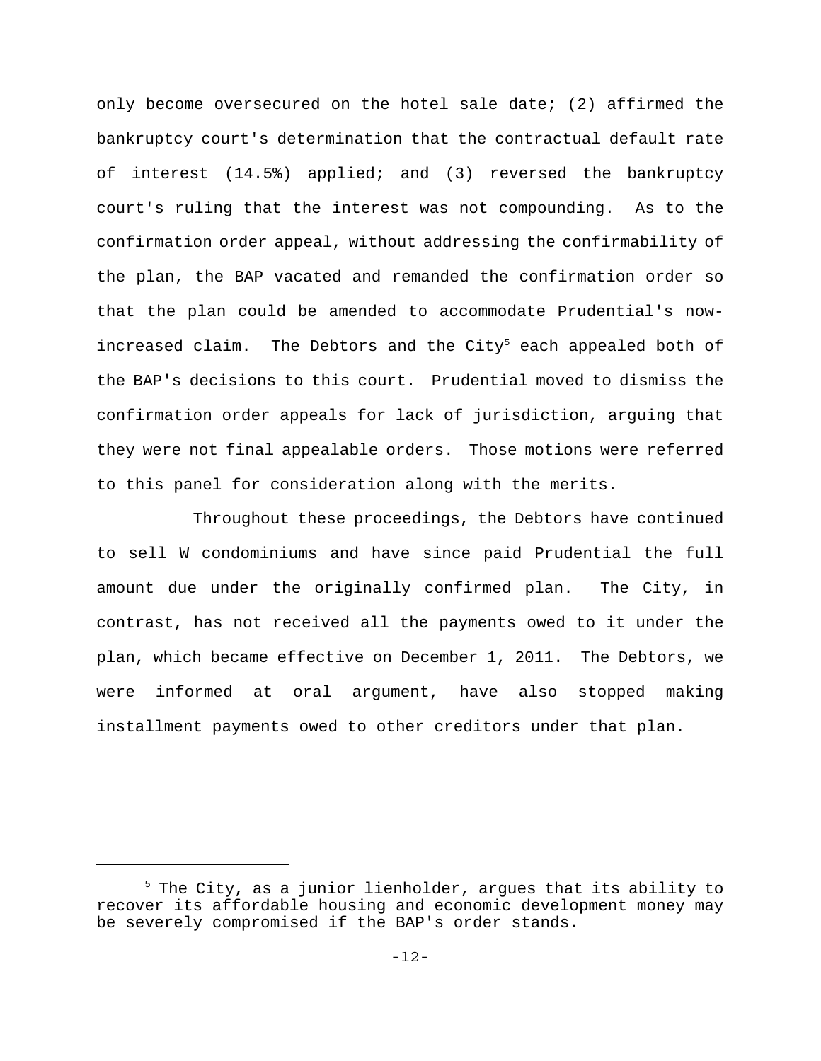only become oversecured on the hotel sale date; (2) affirmed the bankruptcy court's determination that the contractual default rate of interest (14.5%) applied; and (3) reversed the bankruptcy court's ruling that the interest was not compounding. As to the confirmation order appeal, without addressing the confirmability of the plan, the BAP vacated and remanded the confirmation order so that the plan could be amended to accommodate Prudential's now-increased claim. The Debtors and the City[5] each appealed both of the BAP's decisions to this court. Prudential moved to dismiss the confirmation order appeals for lack of jurisdiction, arguing that they were not final appealable orders. Those motions were referred to this panel for consideration along with the merits.

Throughout these proceedings, the Debtors have continued to sell W condominiums and have since paid Prudential the full amount due under the originally confirmed plan. The City, in contrast, has not received all the payments owed to it under the plan, which became effective on December 1, 2011. The Debtors, we were informed at oral argument, have also stopped making installment payments owed to other creditors under that plan.

---

[5] The City, as a junior lienholder, argues that its ability to recover its affordable housing and economic development money may be severely compromised if the BAP's order stands.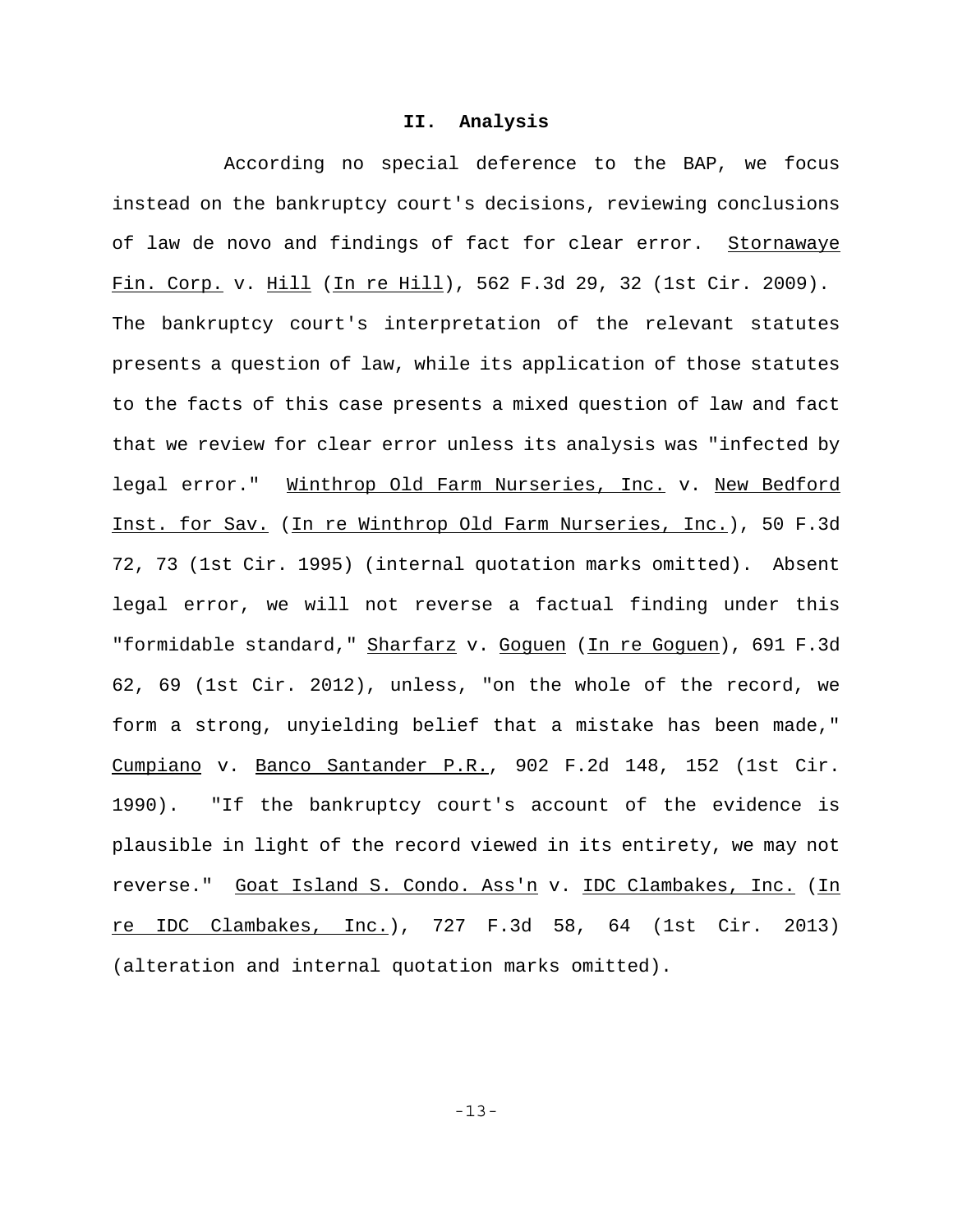## II. Analysis

According no special deference to the BAP, we focus instead on the bankruptcy court's decisions, reviewing conclusions of law de novo and findings of fact for clear error. Stornawaye Fin. Corp. v. Hill (In re Hill), 562 F.3d 29, 32 (1st Cir. 2009). The bankruptcy court's interpretation of the relevant statutes presents a question of law, while its application of those statutes to the facts of this case presents a mixed question of law and fact that we review for clear error unless its analysis was "infected by legal error." Winthrop Old Farm Nurseries, Inc. v. New Bedford Inst. for Sav. (In re Winthrop Old Farm Nurseries, Inc.), 50 F.3d 72, 73 (1st Cir. 1995) (internal quotation marks omitted). Absent legal error, we will not reverse a factual finding under this "formidable standard," Sharfarz v. Goguen (In re Goguen), 691 F.3d 62, 69 (1st Cir. 2012), unless, "on the whole of the record, we form a strong, unyielding belief that a mistake has been made," Cumpiano v. Banco Santander P.R., 902 F.2d 148, 152 (1st Cir. 1990). "If the bankruptcy court's account of the evidence is plausible in light of the record viewed in its entirety, we may not reverse." Goat Island S. Condo. Ass'n v. IDC Clambakes, Inc. (In re IDC Clambakes, Inc.), 727 F.3d 58, 64 (1st Cir. 2013) (alteration and internal quotation marks omitted).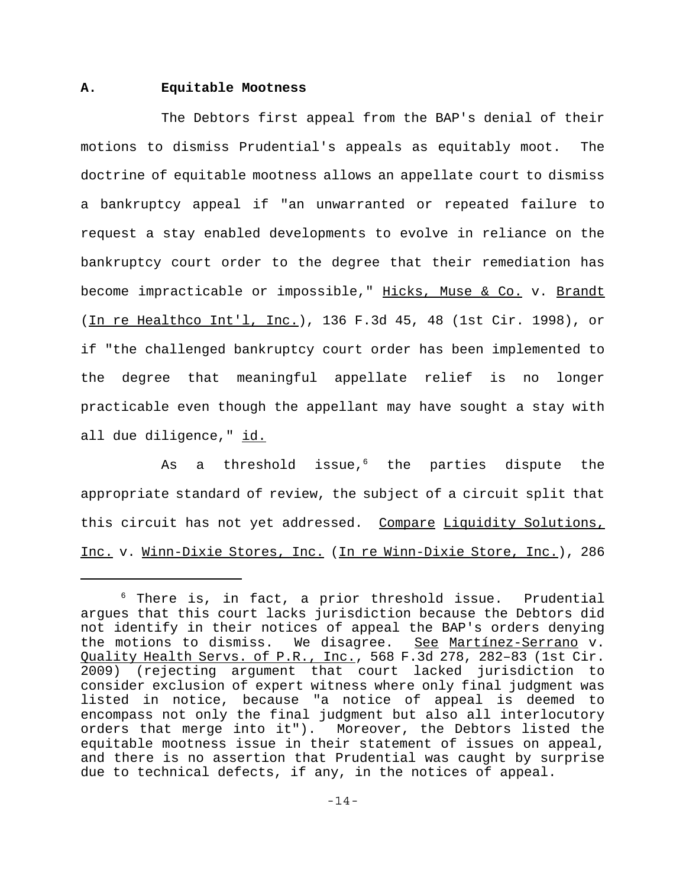### A. Equitable Mootness

The Debtors first appeal from the BAP's denial of their motions to dismiss Prudential's appeals as equitably moot. The doctrine of equitable mootness allows an appellate court to dismiss a bankruptcy appeal if "an unwarranted or repeated failure to request a stay enabled developments to evolve in reliance on the bankruptcy court order to the degree that their remediation has become impracticable or impossible," Hicks, Muse & Co. v. Brandt (In re Healthco Int'l, Inc.), 136 F.3d 45, 48 (1st Cir. 1998), or if "the challenged bankruptcy court order has been implemented to the degree that meaningful appellate relief is no longer practicable even though the appellant may have sought a stay with all due diligence," id.

As a threshold issue,[6] the parties dispute the appropriate standard of review, the subject of a circuit split that this circuit has not yet addressed. Compare Liquidity Solutions, Inc. v. Winn-Dixie Stores, Inc. (In re Winn-Dixie Store, Inc.), 286

---

[6] There is, in fact, a prior threshold issue. Prudential argues that this court lacks jurisdiction because the Debtors did not identify in their notices of appeal the BAP's orders denying the motions to dismiss. We disagree. See Martínez-Serrano v. Quality Health Servs. of P.R., Inc., 568 F.3d 278, 282–83 (1st Cir. 2009) (rejecting argument that court lacked jurisdiction to consider exclusion of expert witness where only final judgment was listed in notice, because "a notice of appeal is deemed to encompass not only the final judgment but also all interlocutory orders that merge into it"). Moreover, the Debtors listed the equitable mootness issue in their statement of issues on appeal, and there is no assertion that Prudential was caught by surprise due to technical defects, if any, in the notices of appeal.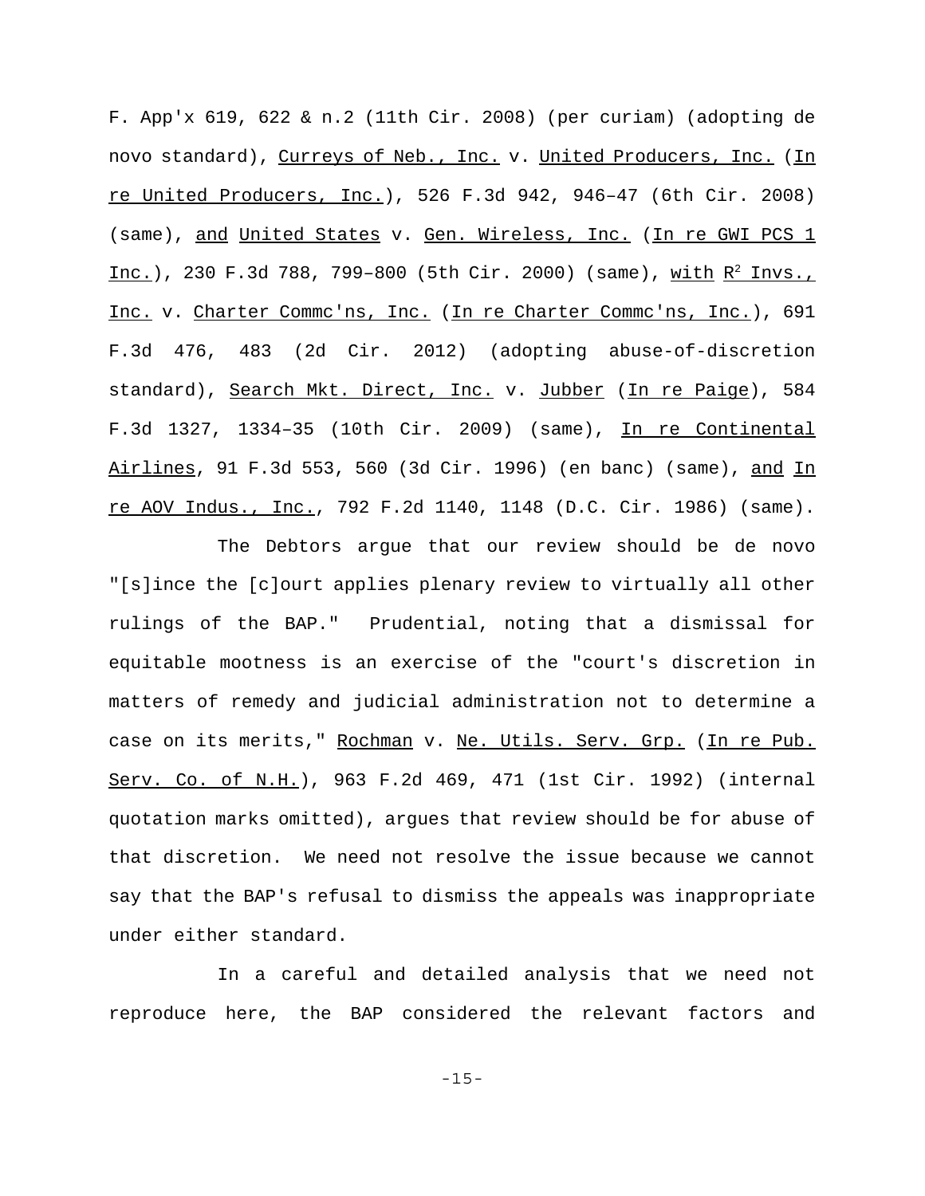F. App'x 619, 622 & n.2 (11th Cir. 2008) (per curiam) (adopting de novo standard), Curreys of Neb., Inc. v. United Producers, Inc. (In re United Producers, Inc.), 526 F.3d 942, 946–47 (6th Cir. 2008) (same), and United States v. Gen. Wireless, Inc. (In re GWI PCS 1 Inc.), 230 F.3d 788, 799–800 (5th Cir. 2000) (same), with $R^2$ Invs., Inc. v. Charter Commc'ns, Inc. (In re Charter Commc'ns, Inc.), 691 F.3d 476, 483 (2d Cir. 2012) (adopting abuse-of-discretion standard), Search Mkt. Direct, Inc. v. Jubber (In re Paige), 584 F.3d 1327, 1334–35 (10th Cir. 2009) (same), In re Continental Airlines, 91 F.3d 553, 560 (3d Cir. 1996) (en banc) (same), and In re AOV Indus., Inc., 792 F.2d 1140, 1148 (D.C. Cir. 1986) (same).

The Debtors argue that our review should be de novo "[s]ince the [c]ourt applies plenary review to virtually all other rulings of the BAP." Prudential, noting that a dismissal for equitable mootness is an exercise of the "court's discretion in matters of remedy and judicial administration not to determine a case on its merits," Rochman v. Ne. Utils. Serv. Grp. (In re Pub. Serv. Co. of N.H.), 963 F.2d 469, 471 (1st Cir. 1992) (internal quotation marks omitted), argues that review should be for abuse of that discretion. We need not resolve the issue because we cannot say that the BAP's refusal to dismiss the appeals was inappropriate under either standard.

In a careful and detailed analysis that we need not reproduce here, the BAP considered the relevant factors and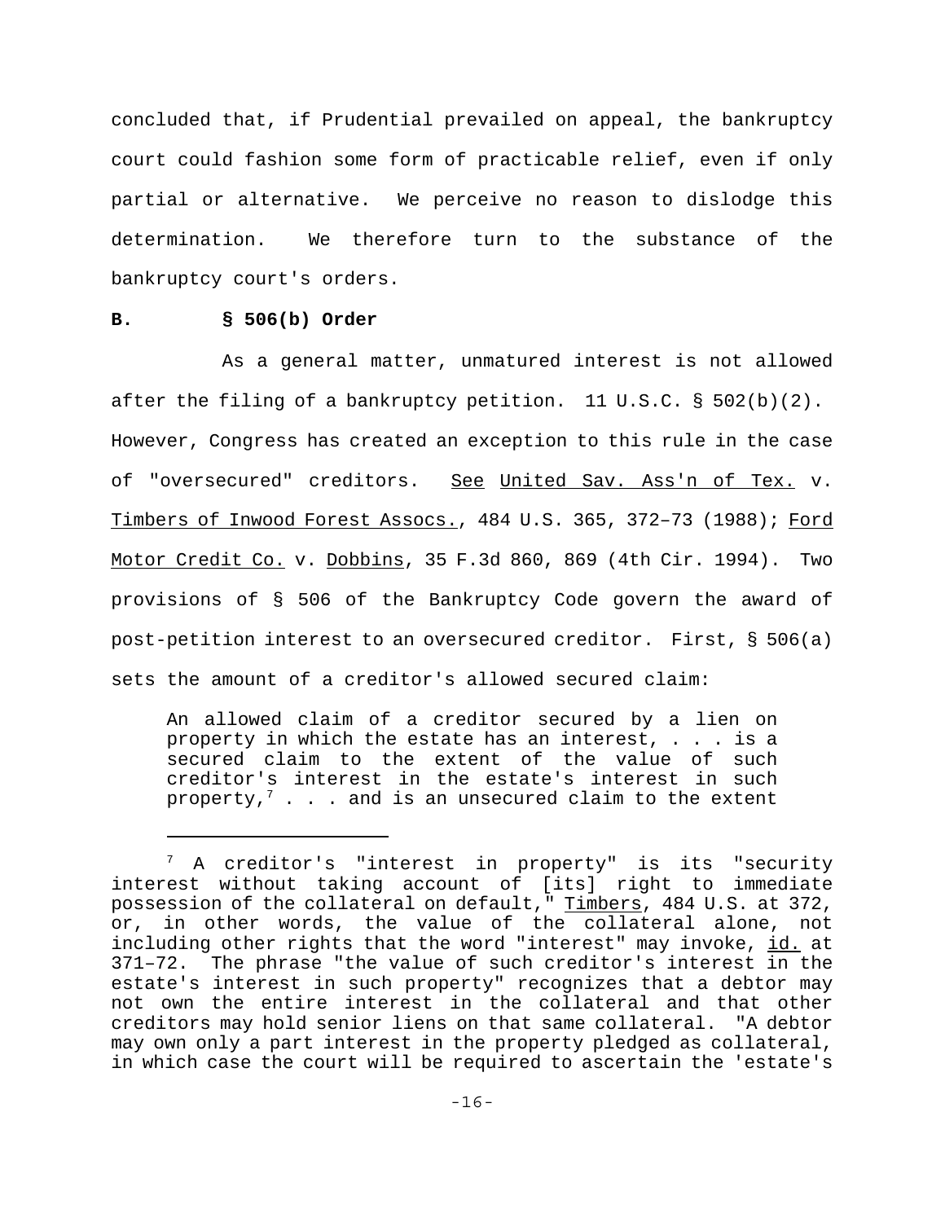concluded that, if Prudential prevailed on appeal, the bankruptcy court could fashion some form of practicable relief, even if only partial or alternative. We perceive no reason to dislodge this determination. We therefore turn to the substance of the bankruptcy court's orders.

**B. § 506(b) Order**

As a general matter, unmatured interest is not allowed after the filing of a bankruptcy petition. 11 U.S.C. § 502(b)(2). However, Congress has created an exception to this rule in the case of "oversecured" creditors. See United Sav. Ass'n of Tex. v. Timbers of Inwood Forest Assocs., 484 U.S. 365, 372–73 (1988); Ford Motor Credit Co. v. Dobbins, 35 F.3d 860, 869 (4th Cir. 1994). Two provisions of § 506 of the Bankruptcy Code govern the award of post-petition interest to an oversecured creditor. First, § 506(a) sets the amount of a creditor's allowed secured claim:

> An allowed claim of a creditor secured by a lien on property in which the estate has an interest, . . . is a secured claim to the extent of the value of such creditor's interest in the estate's interest in such property,[7] . . . and is an unsecured claim to the extent

[7] A creditor's "interest in property" is its "security interest without taking account of [its] right to immediate possession of the collateral on default," Timbers, 484 U.S. at 372, or, in other words, the value of the collateral alone, not including other rights that the word "interest" may invoke, id. at 371–72. The phrase "the value of such creditor's interest in the estate's interest in such property" recognizes that a debtor may not own the entire interest in the collateral and that other creditors may hold senior liens on that same collateral. "A debtor may own only a part interest in the property pledged as collateral, in which case the court will be required to ascertain the 'estate's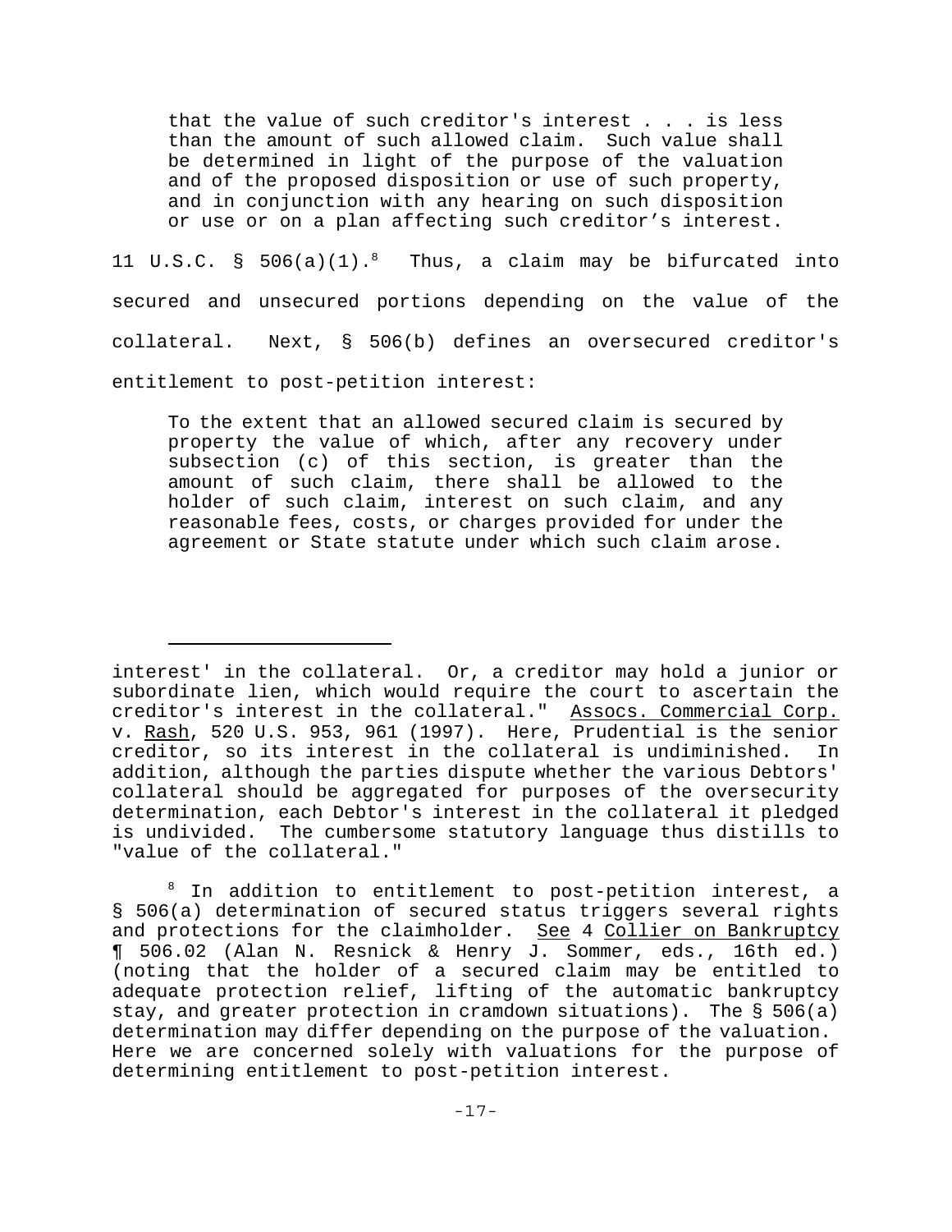> that the value of such creditor's interest . . . is less than the amount of such allowed claim. Such value shall be determined in light of the purpose of the valuation and of the proposed disposition or use of such property, and in conjunction with any hearing on such disposition or use or on a plan affecting such creditor’s interest.

11 U.S.C. § 506(a)(1).[8] Thus, a claim may be bifurcated into secured and unsecured portions depending on the value of the collateral. Next, § 506(b) defines an oversecured creditor's entitlement to post-petition interest:

> To the extent that an allowed secured claim is secured by property the value of which, after any recovery under subsection (c) of this section, is greater than the amount of such claim, there shall be allowed to the holder of such claim, interest on such claim, and any reasonable fees, costs, or charges provided for under the agreement or State statute under which such claim arose.

---

interest' in the collateral. Or, a creditor may hold a junior or subordinate lien, which would require the court to ascertain the creditor's interest in the collateral." Assocs. Commercial Corp. v. Rash, 520 U.S. 953, 961 (1997). Here, Prudential is the senior creditor, so its interest in the collateral is undiminished. In addition, although the parties dispute whether the various Debtors' collateral should be aggregated for purposes of the oversecurity determination, each Debtor's interest in the collateral it pledged is undivided. The cumbersome statutory language thus distills to "value of the collateral."

[8] In addition to entitlement to post-petition interest, a § 506(a) determination of secured status triggers several rights and protections for the claimholder. See 4 Collier on Bankruptcy ¶ 506.02 (Alan N. Resnick & Henry J. Sommer, eds., 16th ed.) (noting that the holder of a secured claim may be entitled to adequate protection relief, lifting of the automatic bankruptcy stay, and greater protection in cramdown situations). The § 506(a) determination may differ depending on the purpose of the valuation. Here we are concerned solely with valuations for the purpose of determining entitlement to post-petition interest.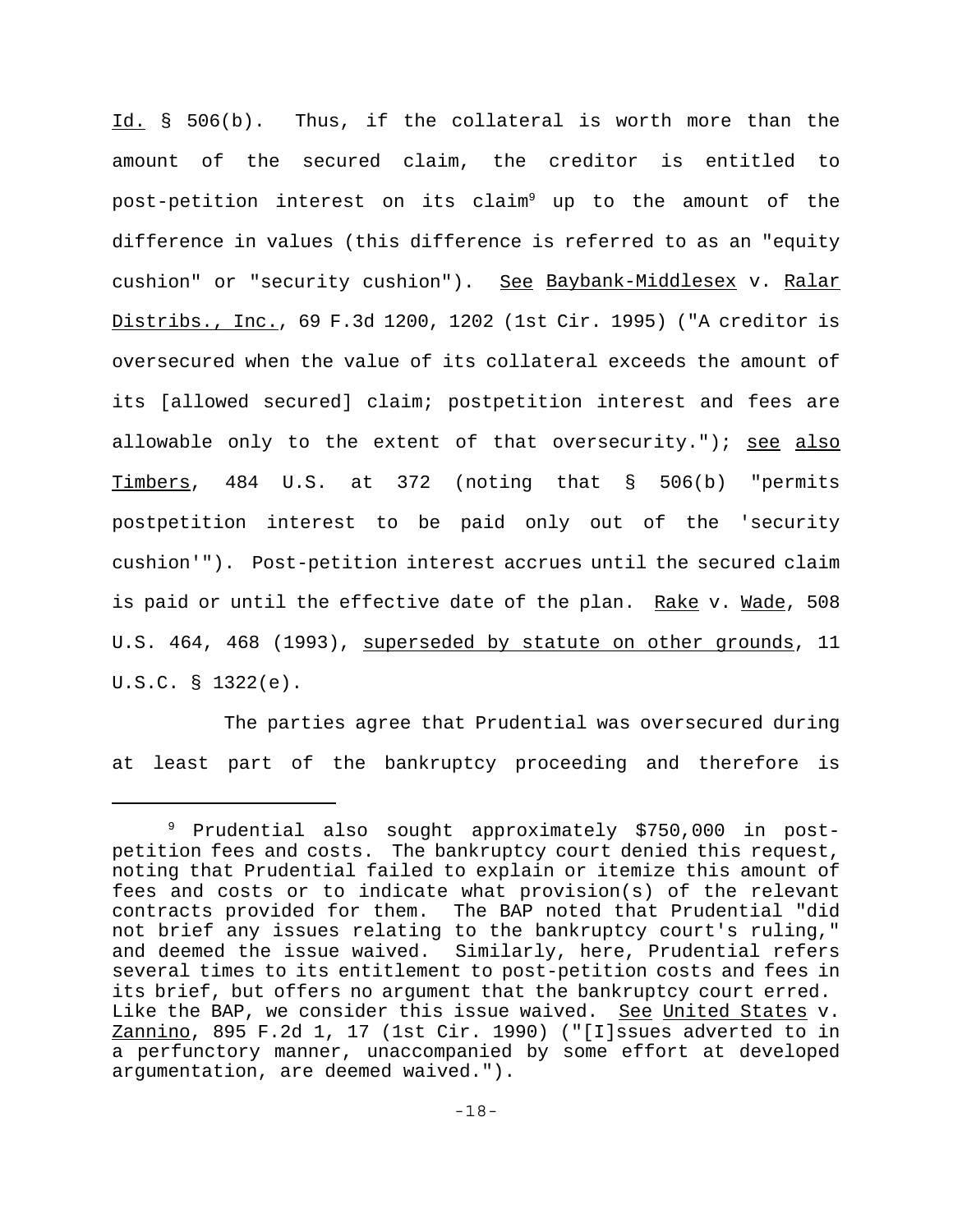Id. § 506(b). Thus, if the collateral is worth more than the amount of the secured claim, the creditor is entitled to post-petition interest on its claim[9] up to the amount of the difference in values (this difference is referred to as an "equity cushion" or "security cushion"). See Baybank-Middlesex v. Ralar Distribs., Inc., 69 F.3d 1200, 1202 (1st Cir. 1995) ("A creditor is oversecured when the value of its collateral exceeds the amount of its [allowed secured] claim; postpetition interest and fees are allowable only to the extent of that oversecurity."); see also Timbers, 484 U.S. at 372 (noting that § 506(b) "permits postpetition interest to be paid only out of the 'security cushion'"). Post-petition interest accrues until the secured claim is paid or until the effective date of the plan. Rake v. Wade, 508 U.S. 464, 468 (1993), superseded by statute on other grounds, 11 U.S.C. § 1322(e).

The parties agree that Prudential was oversecured during at least part of the bankruptcy proceeding and therefore is

---

[9] Prudential also sought approximately $750,000 in post-petition fees and costs. The bankruptcy court denied this request, noting that Prudential failed to explain or itemize this amount of fees and costs or to indicate what provision(s) of the relevant contracts provided for them. The BAP noted that Prudential "did not brief any issues relating to the bankruptcy court's ruling," and deemed the issue waived. Similarly, here, Prudential refers several times to its entitlement to post-petition costs and fees in its brief, but offers no argument that the bankruptcy court erred. Like the BAP, we consider this issue waived. See United States v. Zannino, 895 F.2d 1, 17 (1st Cir. 1990) ("[I]ssues adverted to in a perfunctory manner, unaccompanied by some effort at developed argumentation, are deemed waived.").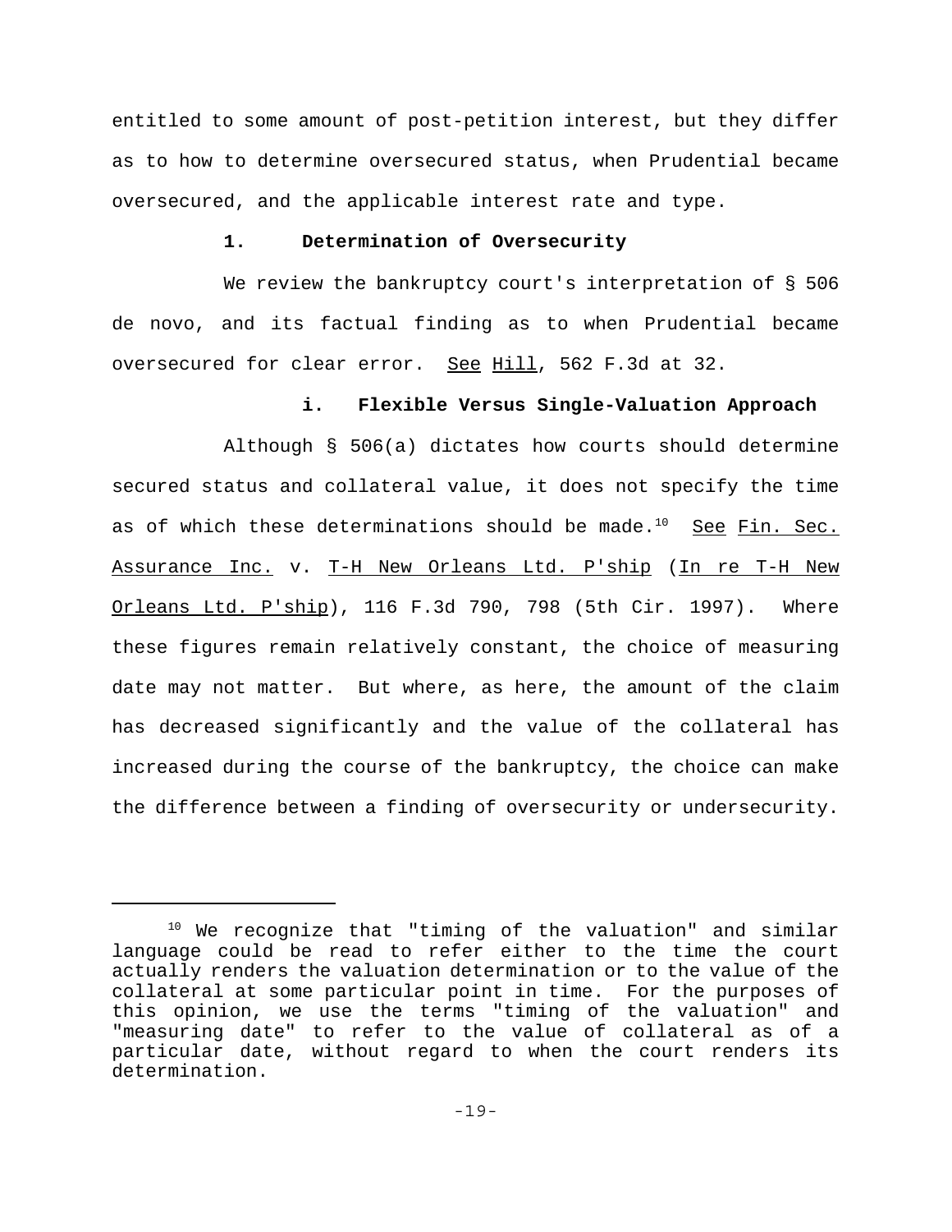entitled to some amount of post-petition interest, but they differ as to how to determine oversecured status, when Prudential became oversecured, and the applicable interest rate and type.

### 1. Determination of Oversecurity

We review the bankruptcy court's interpretation of § 506 de novo, and its factual finding as to when Prudential became oversecured for clear error. See Hill, 562 F.3d at 32.

#### i. Flexible Versus Single-Valuation Approach

Although § 506(a) dictates how courts should determine secured status and collateral value, it does not specify the time as of which these determinations should be made.[10] See Fin. Sec. Assurance Inc. v. T-H New Orleans Ltd. P'ship (In re T-H New Orleans Ltd. P'ship), 116 F.3d 790, 798 (5th Cir. 1997). Where these figures remain relatively constant, the choice of measuring date may not matter. But where, as here, the amount of the claim has decreased significantly and the value of the collateral has increased during the course of the bankruptcy, the choice can make the difference between a finding of oversecurity or undersecurity.

---

[10] We recognize that "timing of the valuation" and similar language could be read to refer either to the time the court actually renders the valuation determination or to the value of the collateral at some particular point in time. For the purposes of this opinion, we use the terms "timing of the valuation" and "measuring date" to refer to the value of collateral as of a particular date, without regard to when the court renders its determination.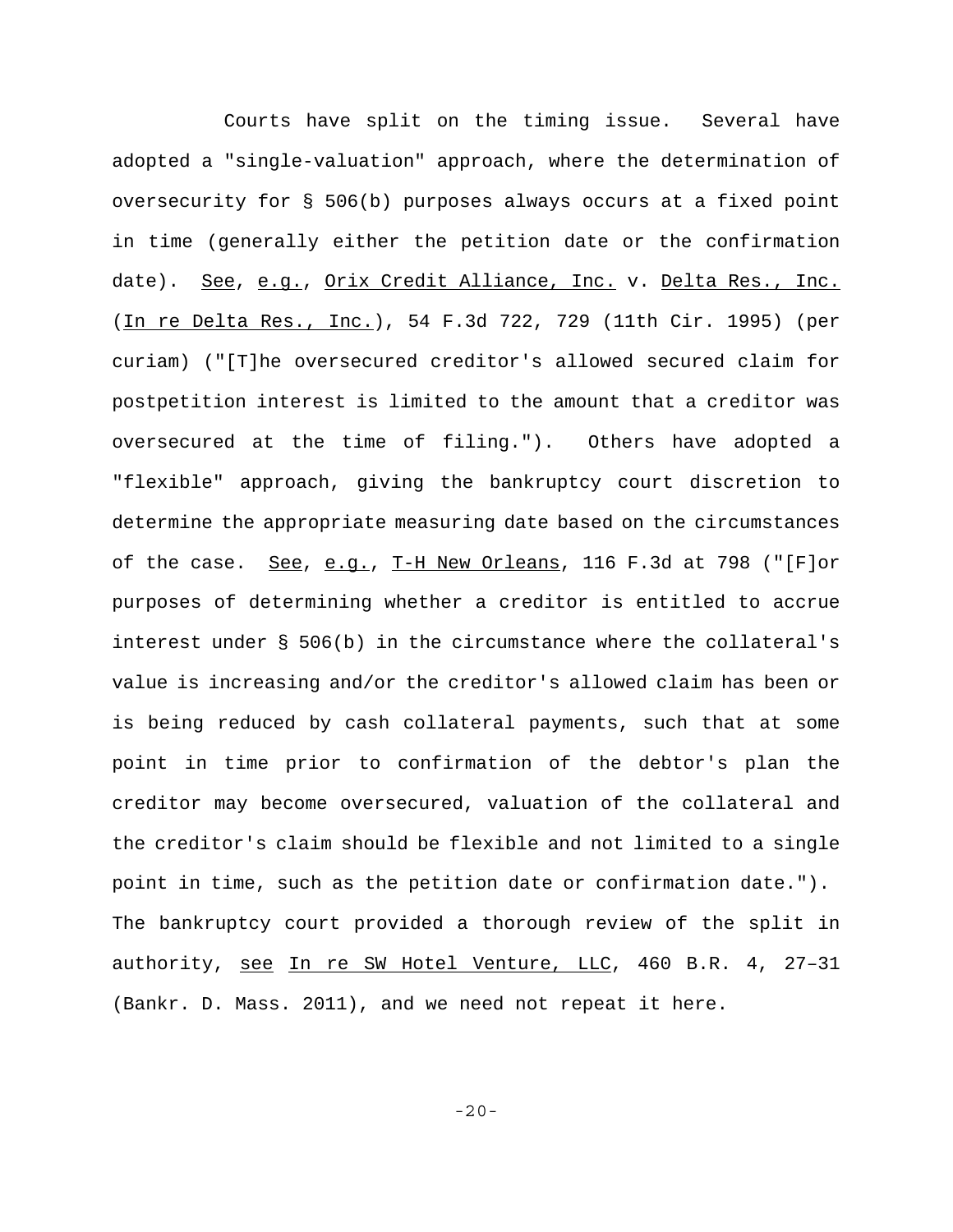Courts have split on the timing issue. Several have adopted a "single-valuation" approach, where the determination of oversecurity for § 506(b) purposes always occurs at a fixed point in time (generally either the petition date or the confirmation date). See, e.g., Orix Credit Alliance, Inc. v. Delta Res., Inc. (In re Delta Res., Inc.), 54 F.3d 722, 729 (11th Cir. 1995) (per curiam) ("[T]he oversecured creditor's allowed secured claim for postpetition interest is limited to the amount that a creditor was oversecured at the time of filing."). Others have adopted a "flexible" approach, giving the bankruptcy court discretion to determine the appropriate measuring date based on the circumstances of the case. See, e.g., T-H New Orleans, 116 F.3d at 798 ("[F]or purposes of determining whether a creditor is entitled to accrue interest under § 506(b) in the circumstance where the collateral's value is increasing and/or the creditor's allowed claim has been or is being reduced by cash collateral payments, such that at some point in time prior to confirmation of the debtor's plan the creditor may become oversecured, valuation of the collateral and the creditor's claim should be flexible and not limited to a single point in time, such as the petition date or confirmation date."). The bankruptcy court provided a thorough review of the split in authority, see In re SW Hotel Venture, LLC, 460 B.R. 4, 27–31 (Bankr. D. Mass. 2011), and we need not repeat it here.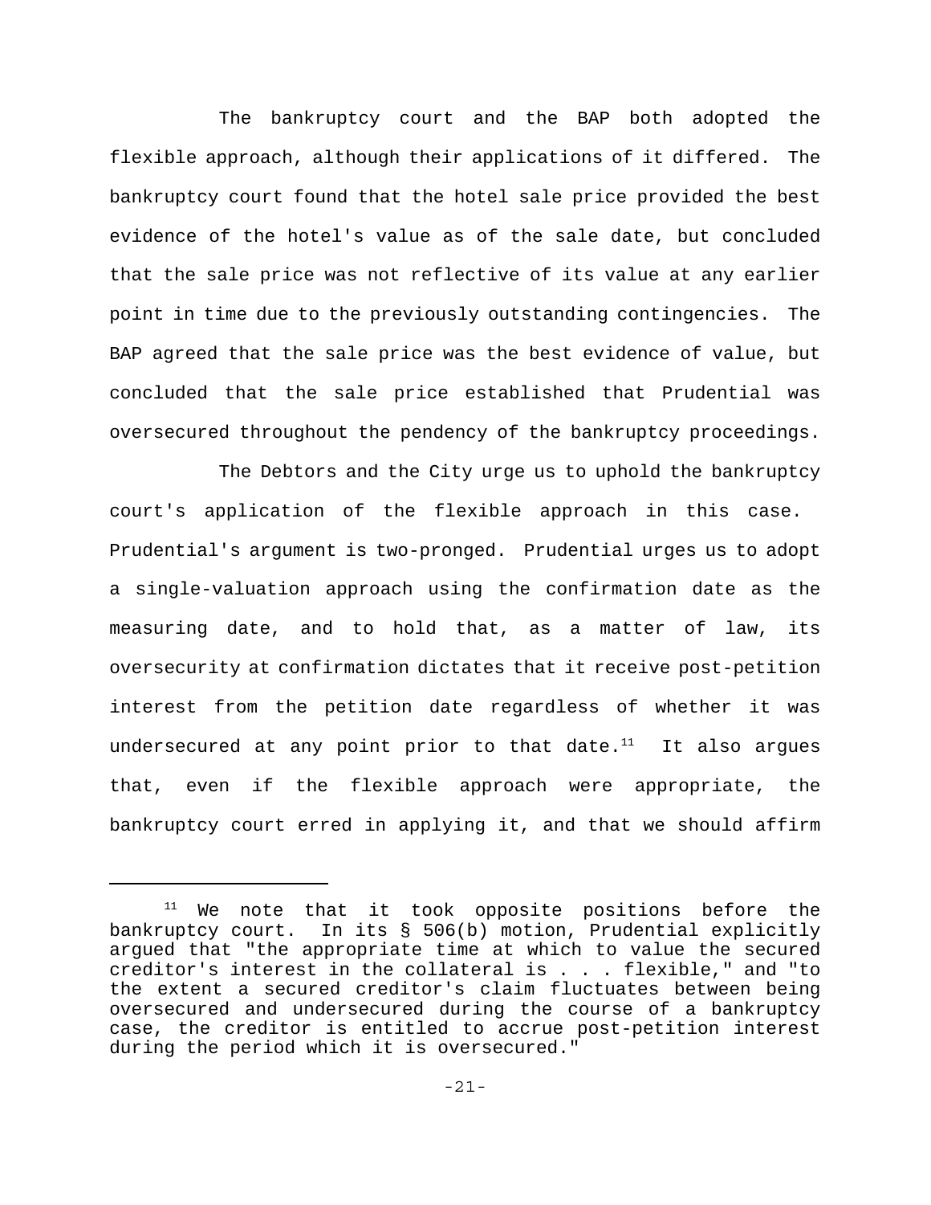The bankruptcy court and the BAP both adopted the flexible approach, although their applications of it differed. The bankruptcy court found that the hotel sale price provided the best evidence of the hotel's value as of the sale date, but concluded that the sale price was not reflective of its value at any earlier point in time due to the previously outstanding contingencies. The BAP agreed that the sale price was the best evidence of value, but concluded that the sale price established that Prudential was oversecured throughout the pendency of the bankruptcy proceedings.

The Debtors and the City urge us to uphold the bankruptcy court's application of the flexible approach in this case. Prudential's argument is two-pronged. Prudential urges us to adopt a single-valuation approach using the confirmation date as the measuring date, and to hold that, as a matter of law, its oversecurity at confirmation dictates that it receive post-petition interest from the petition date regardless of whether it was undersecured at any point prior to that date.[11] It also argues that, even if the flexible approach were appropriate, the bankruptcy court erred in applying it, and that we should affirm

[11] We note that it took opposite positions before the bankruptcy court. In its § 506(b) motion, Prudential explicitly argued that "the appropriate time at which to value the secured creditor's interest in the collateral is . . . flexible," and "to the extent a secured creditor's claim fluctuates between being oversecured and undersecured during the course of a bankruptcy case, the creditor is entitled to accrue post-petition interest during the period which it is oversecured."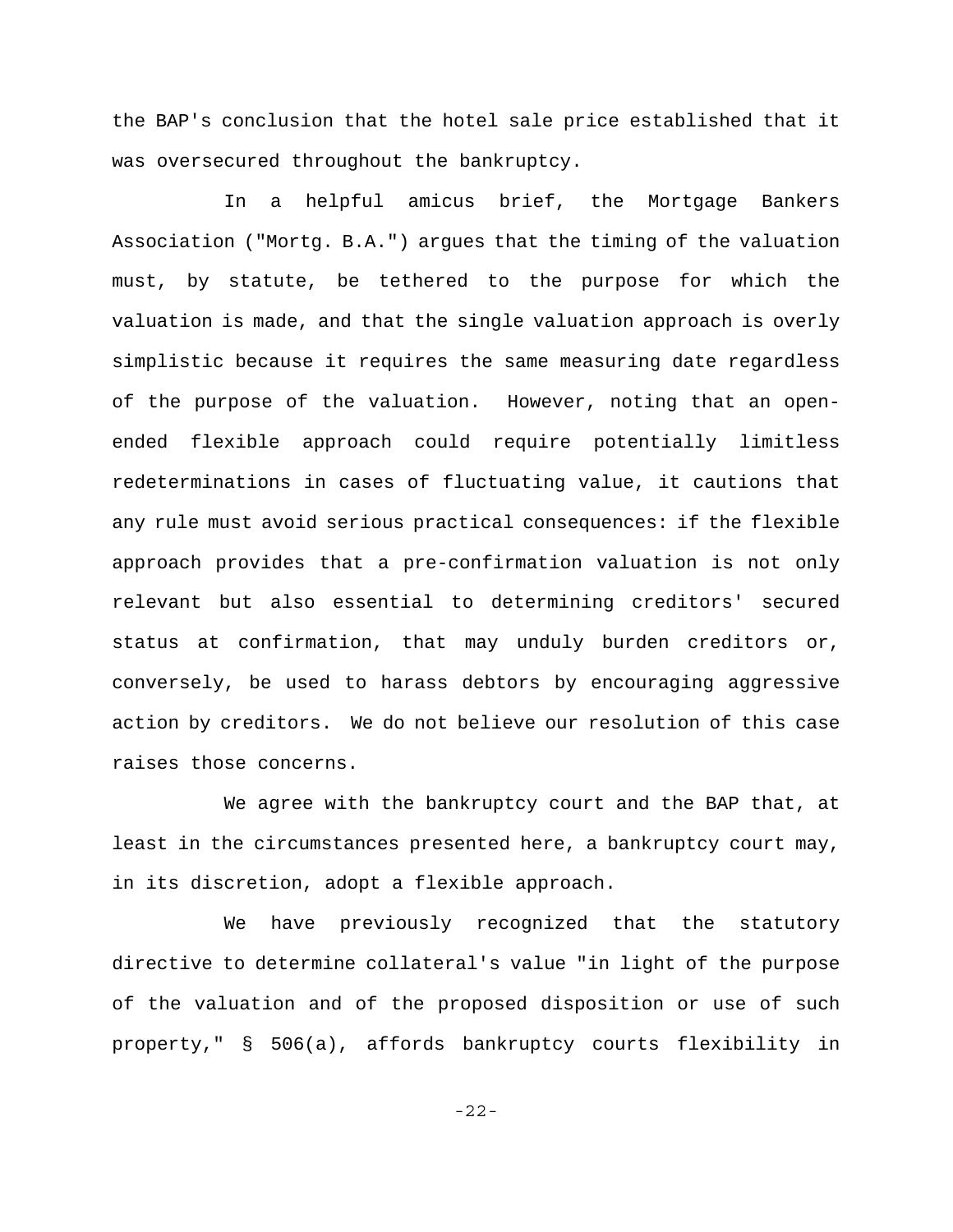the BAP's conclusion that the hotel sale price established that it was oversecured throughout the bankruptcy.

In a helpful amicus brief, the Mortgage Bankers Association ("Mortg. B.A.") argues that the timing of the valuation must, by statute, be tethered to the purpose for which the valuation is made, and that the single valuation approach is overly simplistic because it requires the same measuring date regardless of the purpose of the valuation. However, noting that an open-ended flexible approach could require potentially limitless redeterminations in cases of fluctuating value, it cautions that any rule must avoid serious practical consequences: if the flexible approach provides that a pre-confirmation valuation is not only relevant but also essential to determining creditors' secured status at confirmation, that may unduly burden creditors or, conversely, be used to harass debtors by encouraging aggressive action by creditors. We do not believe our resolution of this case raises those concerns.

We agree with the bankruptcy court and the BAP that, at least in the circumstances presented here, a bankruptcy court may, in its discretion, adopt a flexible approach.

We have previously recognized that the statutory directive to determine collateral's value "in light of the purpose of the valuation and of the proposed disposition or use of such property," § 506(a), affords bankruptcy courts flexibility in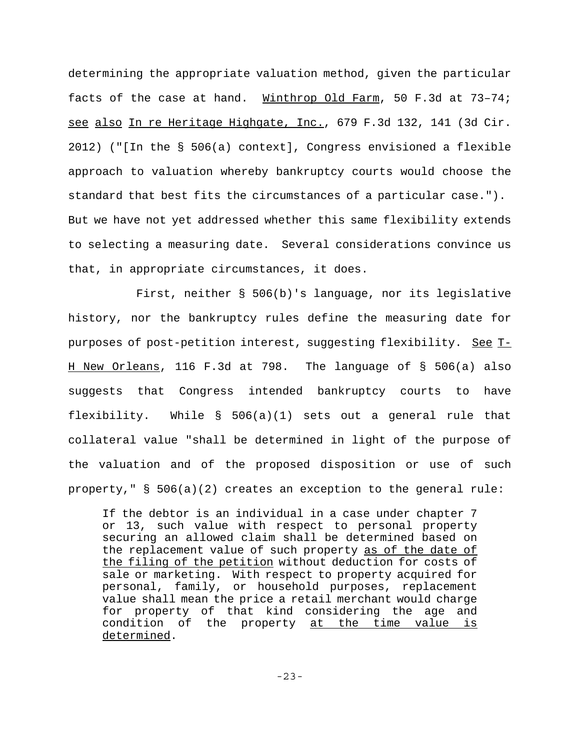determining the appropriate valuation method, given the particular facts of the case at hand. Winthrop Old Farm, 50 F.3d at 73–74; see also In re Heritage Highgate, Inc., 679 F.3d 132, 141 (3d Cir. 2012) ("[In the § 506(a) context], Congress envisioned a flexible approach to valuation whereby bankruptcy courts would choose the standard that best fits the circumstances of a particular case."). But we have not yet addressed whether this same flexibility extends to selecting a measuring date. Several considerations convince us that, in appropriate circumstances, it does.

First, neither § 506(b)'s language, nor its legislative history, nor the bankruptcy rules define the measuring date for purposes of post-petition interest, suggesting flexibility. See T-H New Orleans, 116 F.3d at 798. The language of § 506(a) also suggests that Congress intended bankruptcy courts to have flexibility. While § 506(a)(1) sets out a general rule that collateral value "shall be determined in light of the purpose of the valuation and of the proposed disposition or use of such property," § 506(a)(2) creates an exception to the general rule:

> If the debtor is an individual in a case under chapter 7 or 13, such value with respect to personal property securing an allowed claim shall be determined based on the replacement value of such property as of the date of the filing of the petition without deduction for costs of sale or marketing. With respect to property acquired for personal, family, or household purposes, replacement value shall mean the price a retail merchant would charge for property of that kind considering the age and condition of the property at the time value is determined.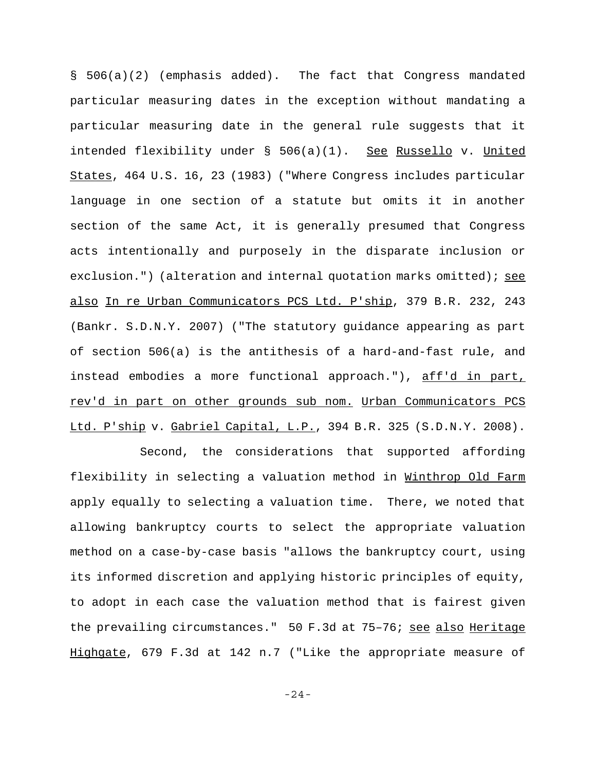§ 506(a)(2) (emphasis added). The fact that Congress mandated particular measuring dates in the exception without mandating a particular measuring date in the general rule suggests that it intended flexibility under § 506(a)(1). See Russello v. United States, 464 U.S. 16, 23 (1983) ("Where Congress includes particular language in one section of a statute but omits it in another section of the same Act, it is generally presumed that Congress acts intentionally and purposely in the disparate inclusion or exclusion.") (alteration and internal quotation marks omitted); see also In re Urban Communicators PCS Ltd. P'ship, 379 B.R. 232, 243 (Bankr. S.D.N.Y. 2007) ("The statutory guidance appearing as part of section 506(a) is the antithesis of a hard-and-fast rule, and instead embodies a more functional approach."), aff'd in part, rev'd in part on other grounds sub nom. Urban Communicators PCS Ltd. P'ship v. Gabriel Capital, L.P., 394 B.R. 325 (S.D.N.Y. 2008).

Second, the considerations that supported affording flexibility in selecting a valuation method in Winthrop Old Farm apply equally to selecting a valuation time. There, we noted that allowing bankruptcy courts to select the appropriate valuation method on a case-by-case basis "allows the bankruptcy court, using its informed discretion and applying historic principles of equity, to adopt in each case the valuation method that is fairest given the prevailing circumstances." 50 F.3d at 75–76; see also Heritage Highgate, 679 F.3d at 142 n.7 ("Like the appropriate measure of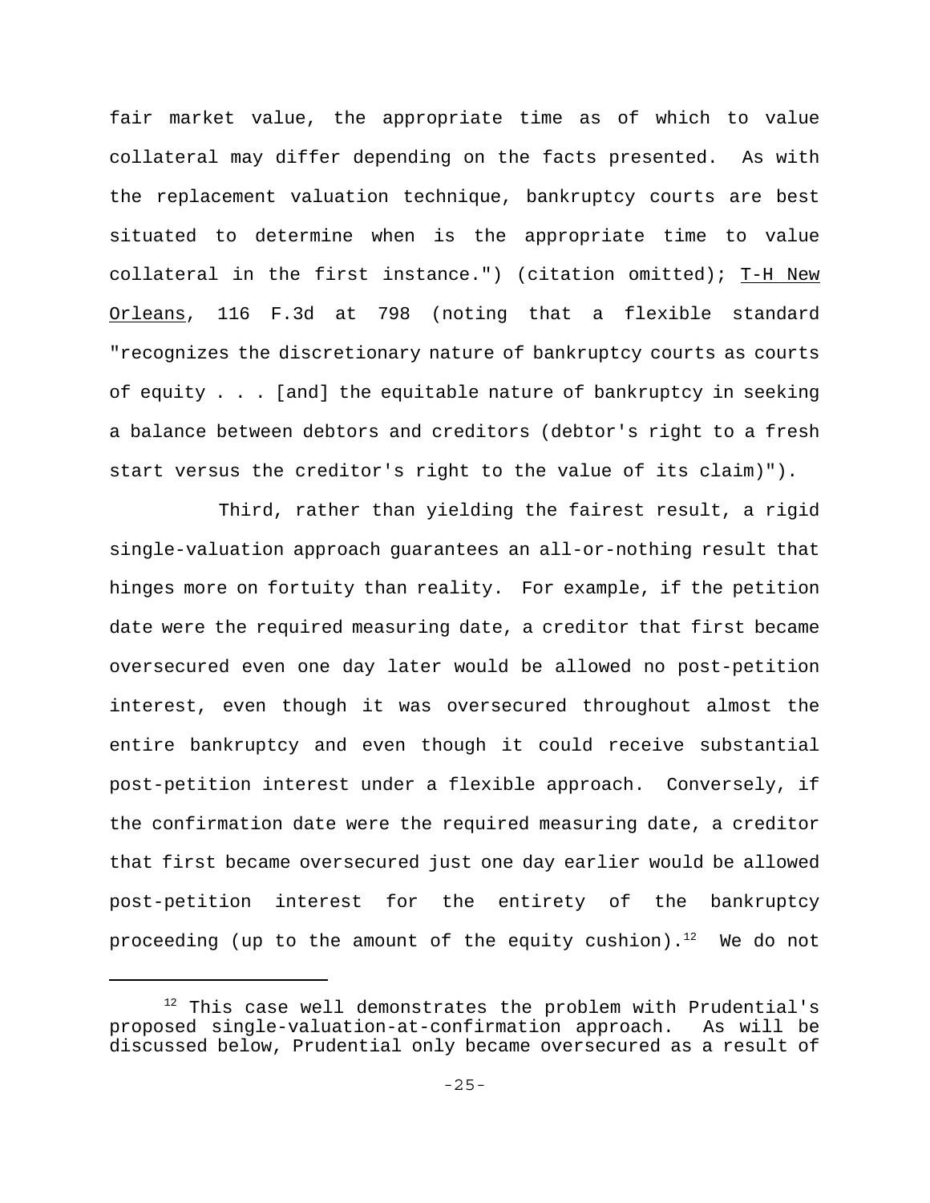fair market value, the appropriate time as of which to value collateral may differ depending on the facts presented. As with the replacement valuation technique, bankruptcy courts are best situated to determine when is the appropriate time to value collateral in the first instance.") (citation omitted); T-H New Orleans, 116 F.3d at 798 (noting that a flexible standard "recognizes the discretionary nature of bankruptcy courts as courts of equity . . . [and] the equitable nature of bankruptcy in seeking a balance between debtors and creditors (debtor's right to a fresh start versus the creditor's right to the value of its claim)").

Third, rather than yielding the fairest result, a rigid single-valuation approach guarantees an all-or-nothing result that hinges more on fortuity than reality. For example, if the petition date were the required measuring date, a creditor that first became oversecured even one day later would be allowed no post-petition interest, even though it was oversecured throughout almost the entire bankruptcy and even though it could receive substantial post-petition interest under a flexible approach. Conversely, if the confirmation date were the required measuring date, a creditor that first became oversecured just one day earlier would be allowed post-petition interest for the entirety of the bankruptcy proceeding (up to the amount of the equity cushion).[12] We do not

---

[12] This case well demonstrates the problem with Prudential's proposed single-valuation-at-confirmation approach. As will be discussed below, Prudential only became oversecured as a result of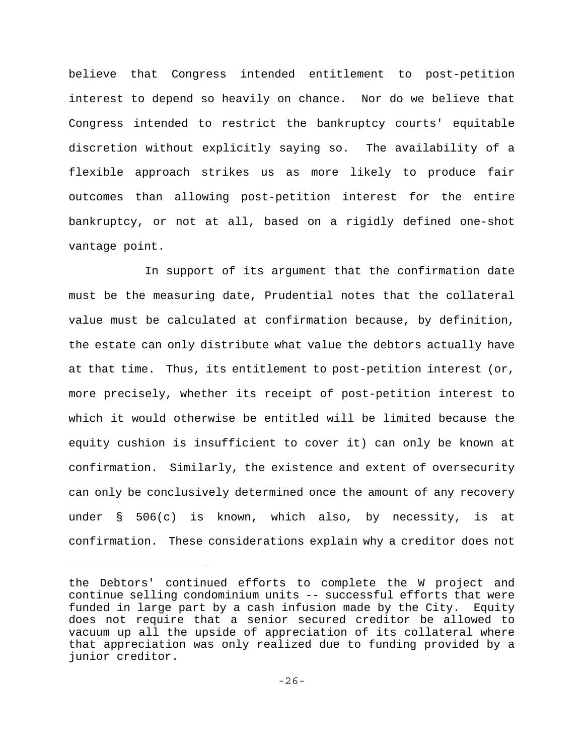believe that Congress intended entitlement to post-petition interest to depend so heavily on chance. Nor do we believe that Congress intended to restrict the bankruptcy courts' equitable discretion without explicitly saying so. The availability of a flexible approach strikes us as more likely to produce fair outcomes than allowing post-petition interest for the entire bankruptcy, or not at all, based on a rigidly defined one-shot vantage point.

In support of its argument that the confirmation date must be the measuring date, Prudential notes that the collateral value must be calculated at confirmation because, by definition, the estate can only distribute what value the debtors actually have at that time. Thus, its entitlement to post-petition interest (or, more precisely, whether its receipt of post-petition interest to which it would otherwise be entitled will be limited because the equity cushion is insufficient to cover it) can only be known at confirmation. Similarly, the existence and extent of oversecurity can only be conclusively determined once the amount of any recovery under § 506(c) is known, which also, by necessity, is at confirmation. These considerations explain why a creditor does not

---

the Debtors' continued efforts to complete the W project and continue selling condominium units -- successful efforts that were funded in large part by a cash infusion made by the City. Equity does not require that a senior secured creditor be allowed to vacuum up all the upside of appreciation of its collateral where that appreciation was only realized due to funding provided by a junior creditor.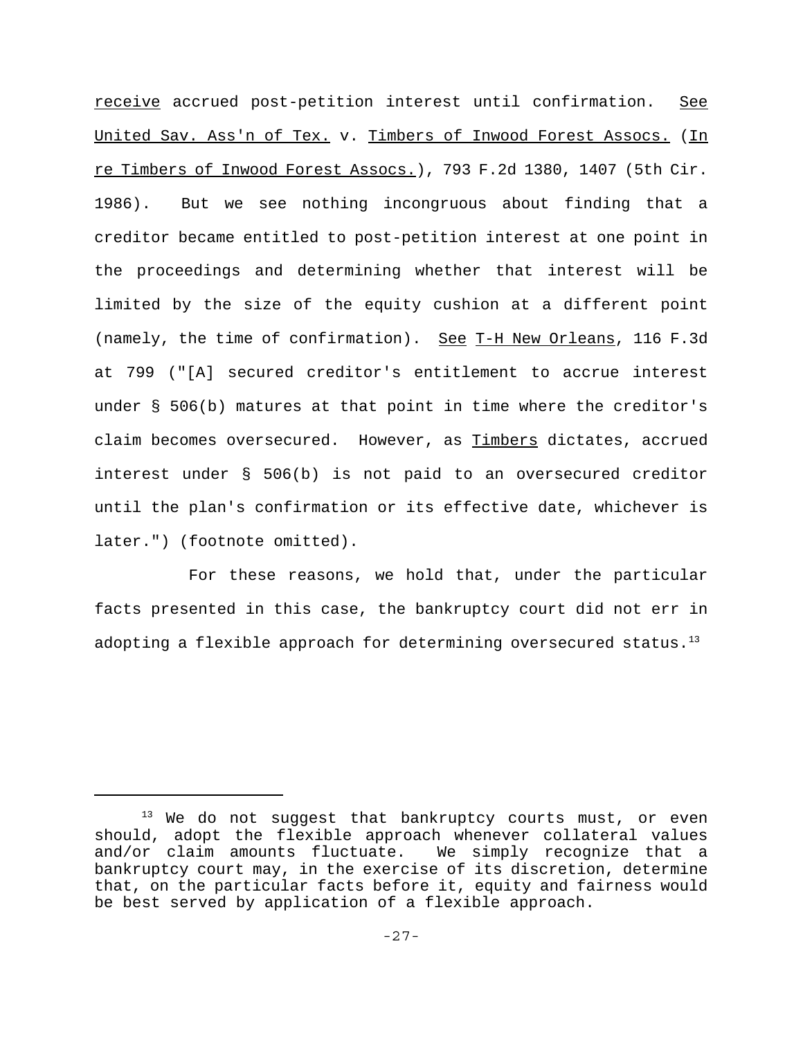receive accrued post-petition interest until confirmation. See United Sav. Ass'n of Tex. v. Timbers of Inwood Forest Assocs. (In re Timbers of Inwood Forest Assocs.), 793 F.2d 1380, 1407 (5th Cir. 1986). But we see nothing incongruous about finding that a creditor became entitled to post-petition interest at one point in the proceedings and determining whether that interest will be limited by the size of the equity cushion at a different point (namely, the time of confirmation). See T-H New Orleans, 116 F.3d at 799 ("[A] secured creditor's entitlement to accrue interest under § 506(b) matures at that point in time where the creditor's claim becomes oversecured. However, as Timbers dictates, accrued interest under § 506(b) is not paid to an oversecured creditor until the plan's confirmation or its effective date, whichever is later.") (footnote omitted).

For these reasons, we hold that, under the particular facts presented in this case, the bankruptcy court did not err in adopting a flexible approach for determining oversecured status.[13]

---

[13] We do not suggest that bankruptcy courts must, or even should, adopt the flexible approach whenever collateral values and/or claim amounts fluctuate. We simply recognize that a bankruptcy court may, in the exercise of its discretion, determine that, on the particular facts before it, equity and fairness would be best served by application of a flexible approach.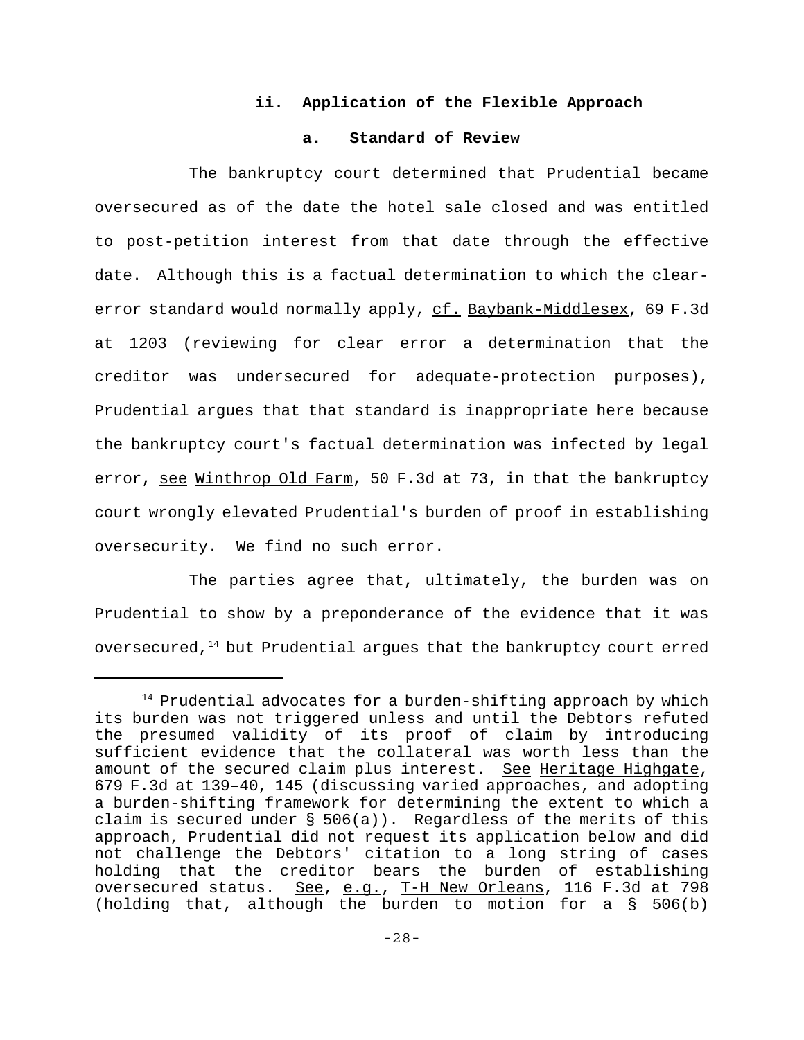### ii. Application of the Flexible Approach

#### a. Standard of Review

The bankruptcy court determined that Prudential became oversecured as of the date the hotel sale closed and was entitled to post-petition interest from that date through the effective date. Although this is a factual determination to which the clear-error standard would normally apply, cf. Baybank-Middlesex, 69 F.3d at 1203 (reviewing for clear error a determination that the creditor was undersecured for adequate-protection purposes), Prudential argues that that standard is inappropriate here because the bankruptcy court's factual determination was infected by legal error, see Winthrop Old Farm, 50 F.3d at 73, in that the bankruptcy court wrongly elevated Prudential's burden of proof in establishing oversecurity. We find no such error.

The parties agree that, ultimately, the burden was on Prudential to show by a preponderance of the evidence that it was oversecured,[14] but Prudential argues that the bankruptcy court erred

---

[14] Prudential advocates for a burden-shifting approach by which its burden was not triggered unless and until the Debtors refuted the presumed validity of its proof of claim by introducing sufficient evidence that the collateral was worth less than the amount of the secured claim plus interest. See Heritage Highgate, 679 F.3d at 139–40, 145 (discussing varied approaches, and adopting a burden-shifting framework for determining the extent to which a claim is secured under § 506(a)). Regardless of the merits of this approach, Prudential did not request its application below and did not challenge the Debtors' citation to a long string of cases holding that the creditor bears the burden of establishing oversecured status. See, e.g., T-H New Orleans, 116 F.3d at 798 (holding that, although the burden to motion for a § 506(b)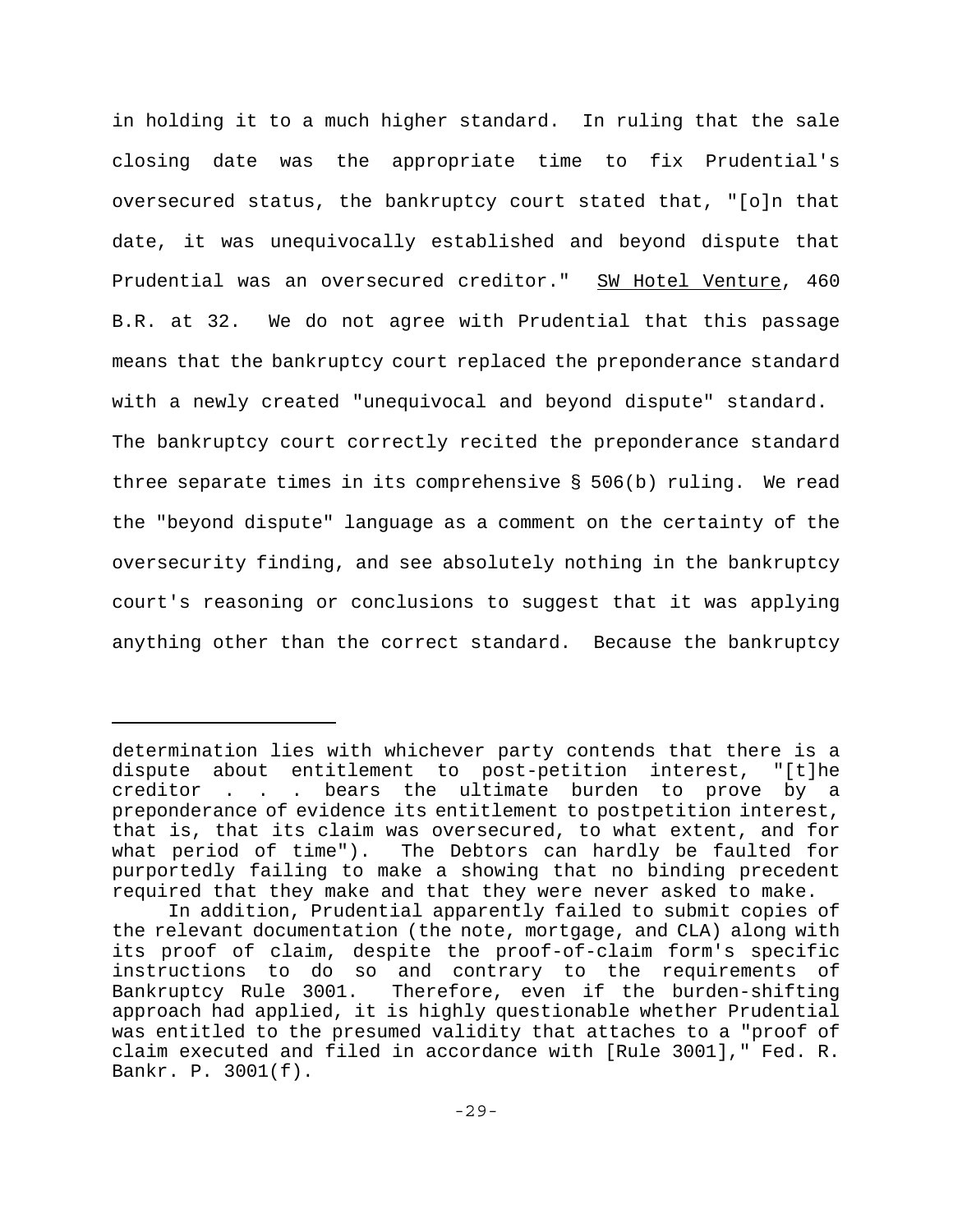in holding it to a much higher standard. In ruling that the sale closing date was the appropriate time to fix Prudential's oversecured status, the bankruptcy court stated that, "[o]n that date, it was unequivocally established and beyond dispute that Prudential was an oversecured creditor." SW Hotel Venture, 460 B.R. at 32. We do not agree with Prudential that this passage means that the bankruptcy court replaced the preponderance standard with a newly created "unequivocal and beyond dispute" standard. The bankruptcy court correctly recited the preponderance standard three separate times in its comprehensive § 506(b) ruling. We read the "beyond dispute" language as a comment on the certainty of the oversecurity finding, and see absolutely nothing in the bankruptcy court's reasoning or conclusions to suggest that it was applying anything other than the correct standard. Because the bankruptcy

---

determination lies with whichever party contends that there is a dispute about entitlement to post-petition interest, "[t]he creditor . . . bears the ultimate burden to prove by a preponderance of evidence its entitlement to postpetition interest, that is, that its claim was oversecured, to what extent, and for what period of time"). The Debtors can hardly be faulted for purportedly failing to make a showing that no binding precedent required that they make and that they were never asked to make.

In addition, Prudential apparently failed to submit copies of the relevant documentation (the note, mortgage, and CLA) along with its proof of claim, despite the proof-of-claim form's specific instructions to do so and contrary to the requirements of Bankruptcy Rule 3001. Therefore, even if the burden-shifting approach had applied, it is highly questionable whether Prudential was entitled to the presumed validity that attaches to a "proof of claim executed and filed in accordance with [Rule 3001]," Fed. R. Bankr. P. 3001(f).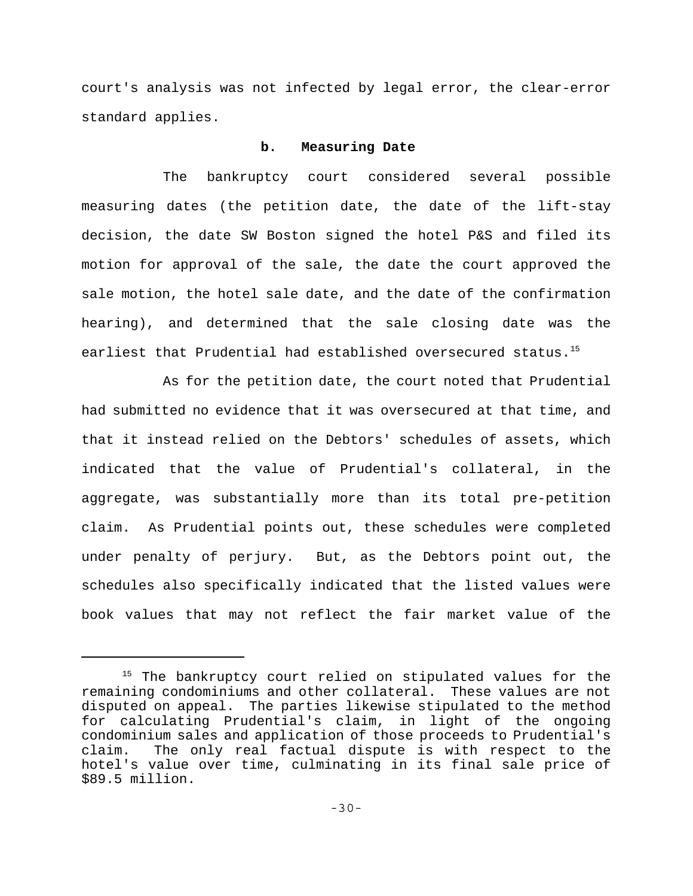court's analysis was not infected by legal error, the clear-error standard applies.

### b. Measuring Date

The bankruptcy court considered several possible measuring dates (the petition date, the date of the lift-stay decision, the date SW Boston signed the hotel P&S and filed its motion for approval of the sale, the date the court approved the sale motion, the hotel sale date, and the date of the confirmation hearing), and determined that the sale closing date was the earliest that Prudential had established oversecured status.[15]

As for the petition date, the court noted that Prudential had submitted no evidence that it was oversecured at that time, and that it instead relied on the Debtors' schedules of assets, which indicated that the value of Prudential's collateral, in the aggregate, was substantially more than its total pre-petition claim. As Prudential points out, these schedules were completed under penalty of perjury. But, as the Debtors point out, the schedules also specifically indicated that the listed values were book values that may not reflect the fair market value of the

---

[15] The bankruptcy court relied on stipulated values for the remaining condominiums and other collateral. These values are not disputed on appeal. The parties likewise stipulated to the method for calculating Prudential's claim, in light of the ongoing condominium sales and application of those proceeds to Prudential's claim. The only real factual dispute is with respect to the hotel's value over time, culminating in its final sale price of \$89.5 million.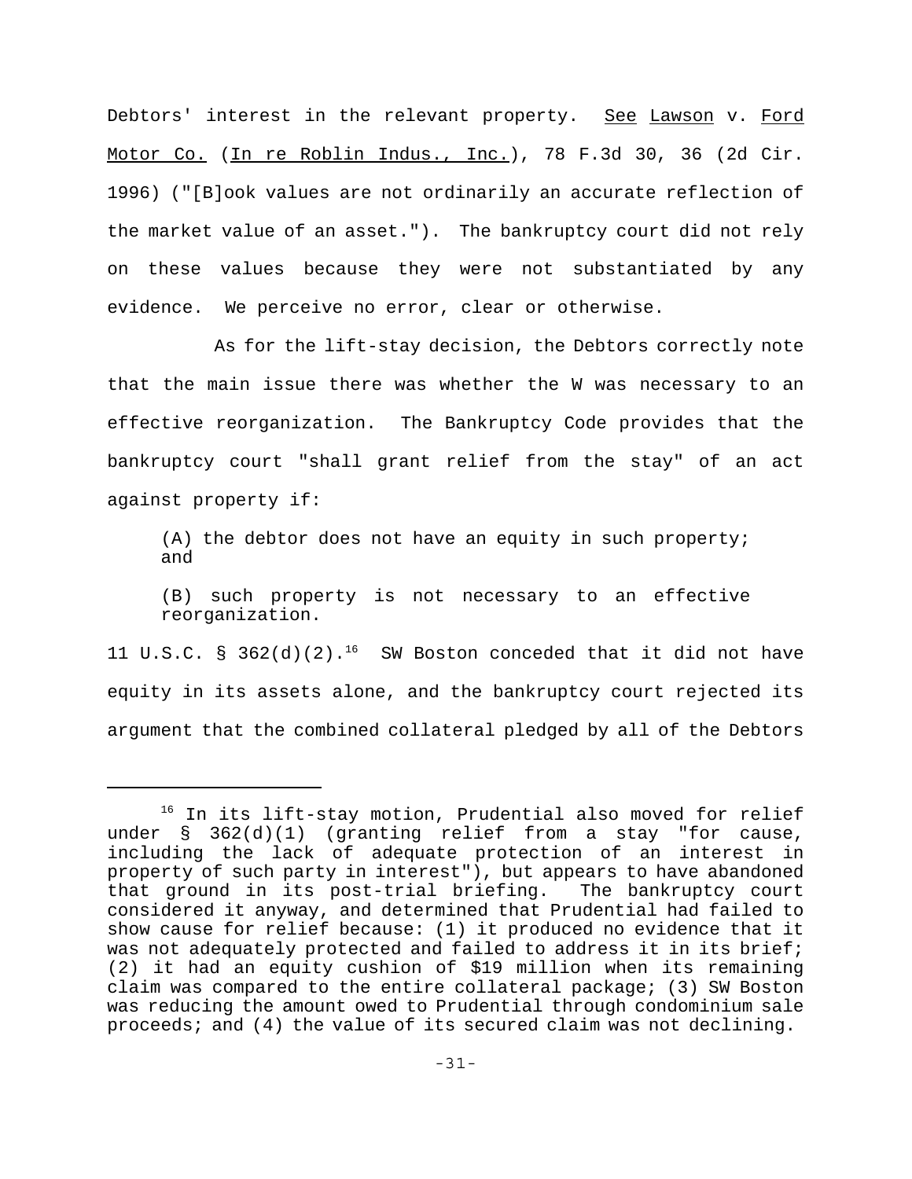Debtors' interest in the relevant property. See Lawson v. Ford Motor Co. (In re Roblin Indus., Inc.), 78 F.3d 30, 36 (2d Cir. 1996) ("[B]ook values are not ordinarily an accurate reflection of the market value of an asset."). The bankruptcy court did not rely on these values because they were not substantiated by any evidence. We perceive no error, clear or otherwise.

As for the lift-stay decision, the Debtors correctly note that the main issue there was whether the W was necessary to an effective reorganization. The Bankruptcy Code provides that the bankruptcy court "shall grant relief from the stay" of an act against property if:

> (A) the debtor does not have an equity in such property; and
>
> (B) such property is not necessary to an effective reorganization.

11 U.S.C. § 362(d)(2).[16] SW Boston conceded that it did not have equity in its assets alone, and the bankruptcy court rejected its argument that the combined collateral pledged by all of the Debtors

---

[16] In its lift-stay motion, Prudential also moved for relief under § 362(d)(1) (granting relief from a stay "for cause, including the lack of adequate protection of an interest in property of such party in interest"), but appears to have abandoned that ground in its post-trial briefing. The bankruptcy court considered it anyway, and determined that Prudential had failed to show cause for relief because: (1) it produced no evidence that it was not adequately protected and failed to address it in its brief; (2) it had an equity cushion of $19 million when its remaining claim was compared to the entire collateral package; (3) SW Boston was reducing the amount owed to Prudential through condominium sale proceeds; and (4) the value of its secured claim was not declining.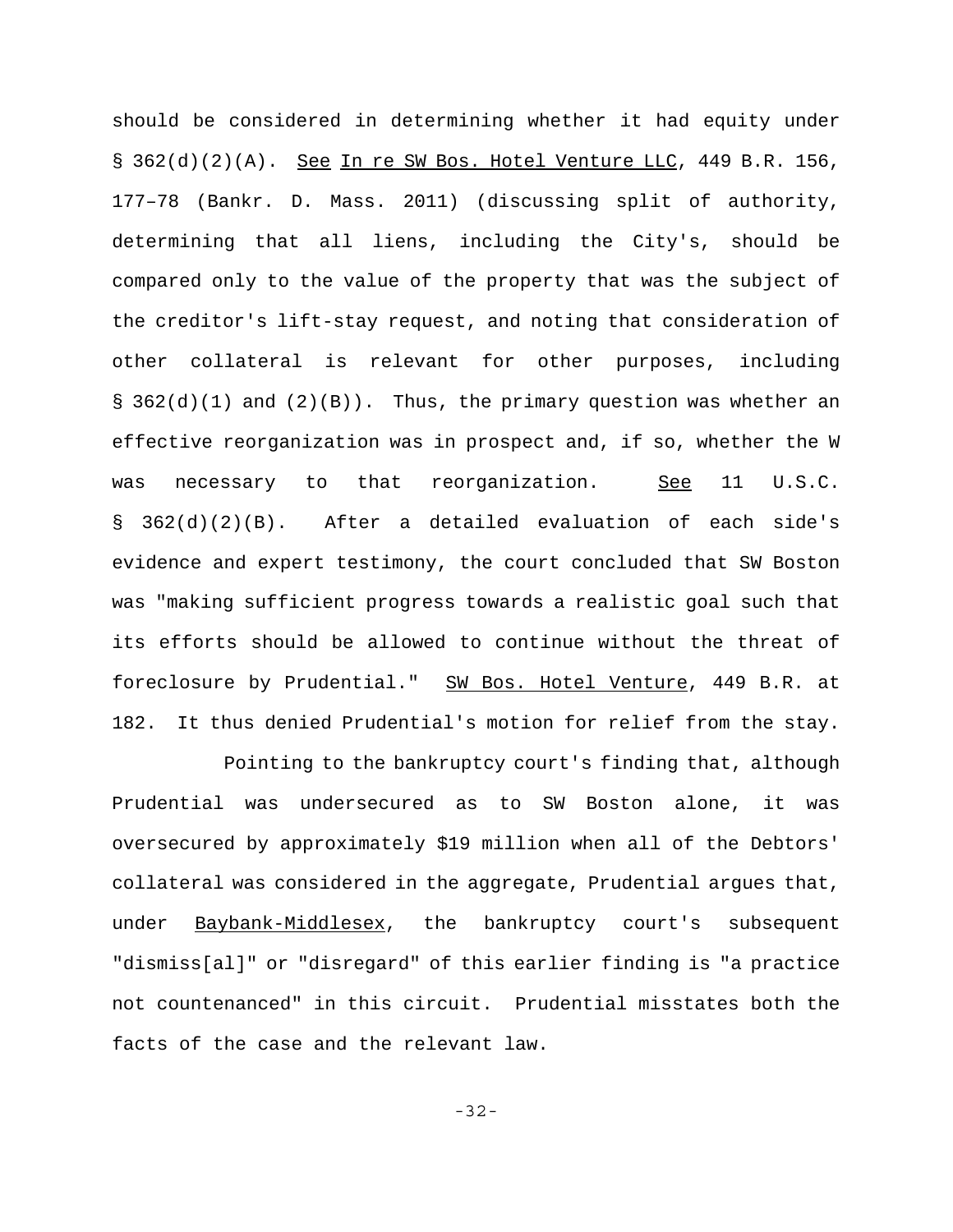should be considered in determining whether it had equity under § 362(d)(2)(A). See In re SW Bos. Hotel Venture LLC, 449 B.R. 156, 177–78 (Bankr. D. Mass. 2011) (discussing split of authority, determining that all liens, including the City's, should be compared only to the value of the property that was the subject of the creditor's lift-stay request, and noting that consideration of other collateral is relevant for other purposes, including § 362(d)(1) and (2)(B)). Thus, the primary question was whether an effective reorganization was in prospect and, if so, whether the W was necessary to that reorganization. See 11 U.S.C. § 362(d)(2)(B). After a detailed evaluation of each side's evidence and expert testimony, the court concluded that SW Boston was "making sufficient progress towards a realistic goal such that its efforts should be allowed to continue without the threat of foreclosure by Prudential." SW Bos. Hotel Venture, 449 B.R. at 182. It thus denied Prudential's motion for relief from the stay.

Pointing to the bankruptcy court's finding that, although Prudential was undersecured as to SW Boston alone, it was oversecured by approximately $19 million when all of the Debtors' collateral was considered in the aggregate, Prudential argues that, under Baybank-Middlesex, the bankruptcy court's subsequent "dismiss[al]" or "disregard" of this earlier finding is "a practice not countenanced" in this circuit. Prudential misstates both the facts of the case and the relevant law.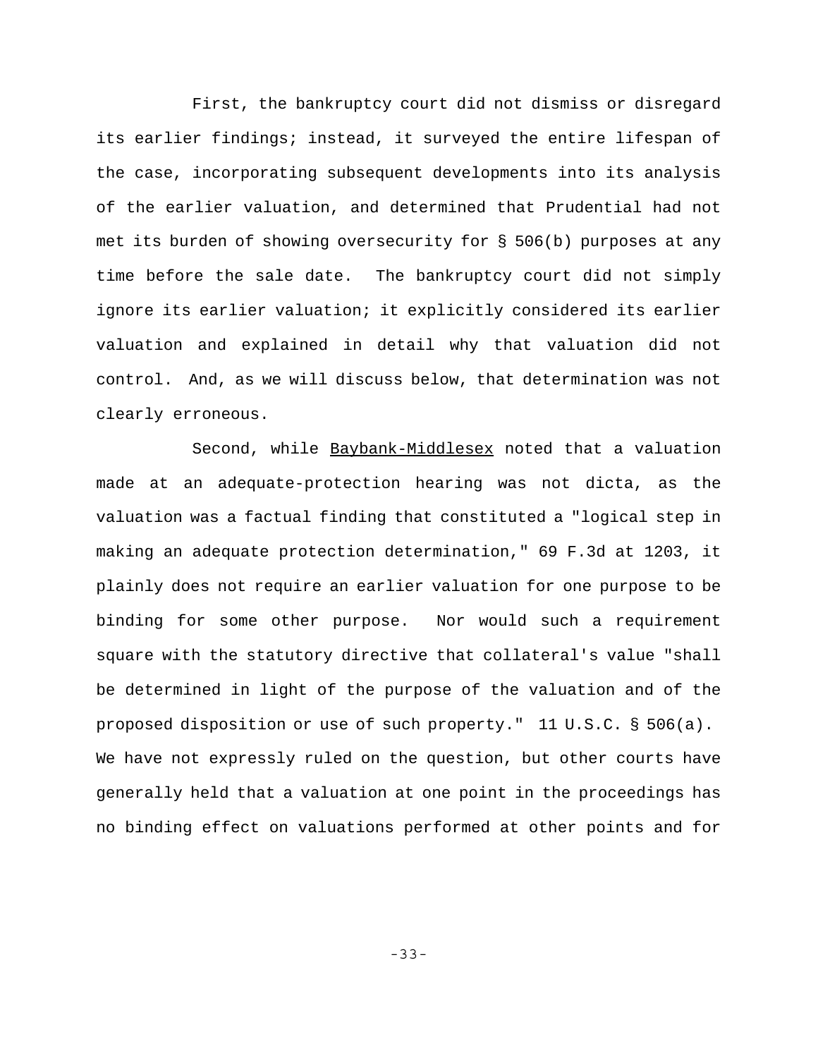First, the bankruptcy court did not dismiss or disregard its earlier findings; instead, it surveyed the entire lifespan of the case, incorporating subsequent developments into its analysis of the earlier valuation, and determined that Prudential had not met its burden of showing oversecurity for § 506(b) purposes at any time before the sale date. The bankruptcy court did not simply ignore its earlier valuation; it explicitly considered its earlier valuation and explained in detail why that valuation did not control. And, as we will discuss below, that determination was not clearly erroneous.

Second, while Baybank-Middlesex noted that a valuation made at an adequate-protection hearing was not dicta, as the valuation was a factual finding that constituted a "logical step in making an adequate protection determination," 69 F.3d at 1203, it plainly does not require an earlier valuation for one purpose to be binding for some other purpose. Nor would such a requirement square with the statutory directive that collateral's value "shall be determined in light of the purpose of the valuation and of the proposed disposition or use of such property." 11 U.S.C. § 506(a). We have not expressly ruled on the question, but other courts have generally held that a valuation at one point in the proceedings has no binding effect on valuations performed at other points and for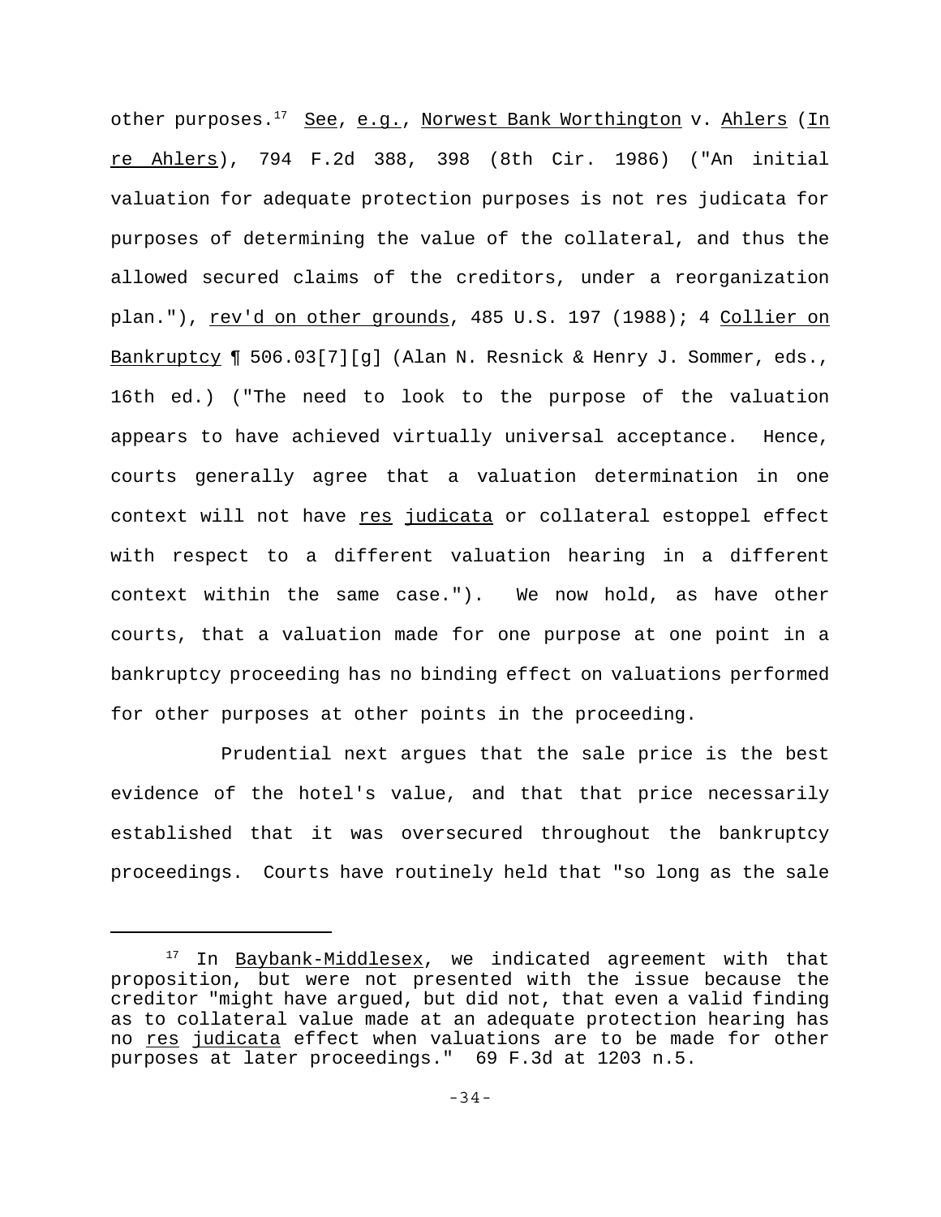other purposes.[17] See, e.g., Norwest Bank Worthington v. Ahlers (In re Ahlers), 794 F.2d 388, 398 (8th Cir. 1986) ("An initial valuation for adequate protection purposes is not res judicata for purposes of determining the value of the collateral, and thus the allowed secured claims of the creditors, under a reorganization plan."), rev'd on other grounds, 485 U.S. 197 (1988); 4 Collier on Bankruptcy ¶ 506.03[7][g] (Alan N. Resnick & Henry J. Sommer, eds., 16th ed.) ("The need to look to the purpose of the valuation appears to have achieved virtually universal acceptance. Hence, courts generally agree that a valuation determination in one context will not have res judicata or collateral estoppel effect with respect to a different valuation hearing in a different context within the same case."). We now hold, as have other courts, that a valuation made for one purpose at one point in a bankruptcy proceeding has no binding effect on valuations performed for other purposes at other points in the proceeding.

Prudential next argues that the sale price is the best evidence of the hotel's value, and that that price necessarily established that it was oversecured throughout the bankruptcy proceedings. Courts have routinely held that "so long as the sale

---

[17] In Baybank-Middlesex, we indicated agreement with that proposition, but were not presented with the issue because the creditor "might have argued, but did not, that even a valid finding as to collateral value made at an adequate protection hearing has no res judicata effect when valuations are to be made for other purposes at later proceedings." 69 F.3d at 1203 n.5.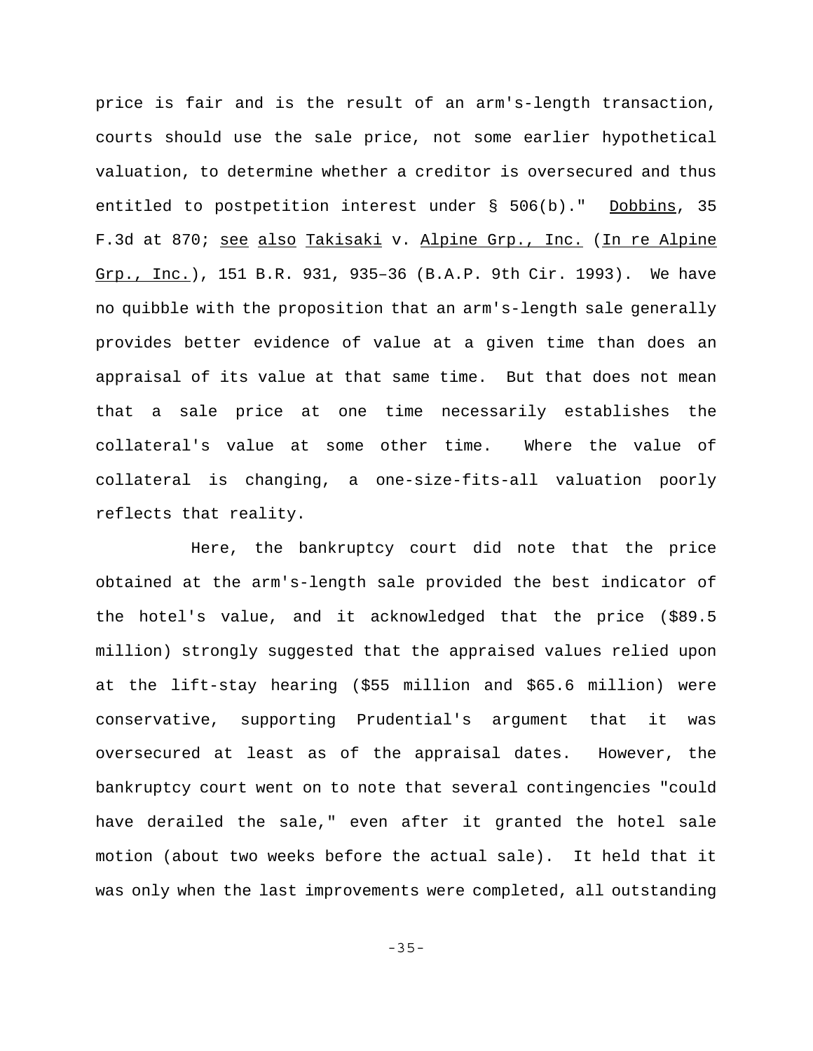price is fair and is the result of an arm's-length transaction, courts should use the sale price, not some earlier hypothetical valuation, to determine whether a creditor is oversecured and thus entitled to postpetition interest under § 506(b)." Dobbins, 35 F.3d at 870; see also Takisaki v. Alpine Grp., Inc. (In re Alpine Grp., Inc.), 151 B.R. 931, 935–36 (B.A.P. 9th Cir. 1993). We have no quibble with the proposition that an arm's-length sale generally provides better evidence of value at a given time than does an appraisal of its value at that same time. But that does not mean that a sale price at one time necessarily establishes the collateral's value at some other time. Where the value of collateral is changing, a one-size-fits-all valuation poorly reflects that reality.

Here, the bankruptcy court did note that the price obtained at the arm's-length sale provided the best indicator of the hotel's value, and it acknowledged that the price ($89.5 million) strongly suggested that the appraised values relied upon at the lift-stay hearing ($55 million and $65.6 million) were conservative, supporting Prudential's argument that it was oversecured at least as of the appraisal dates. However, the bankruptcy court went on to note that several contingencies "could have derailed the sale," even after it granted the hotel sale motion (about two weeks before the actual sale). It held that it was only when the last improvements were completed, all outstanding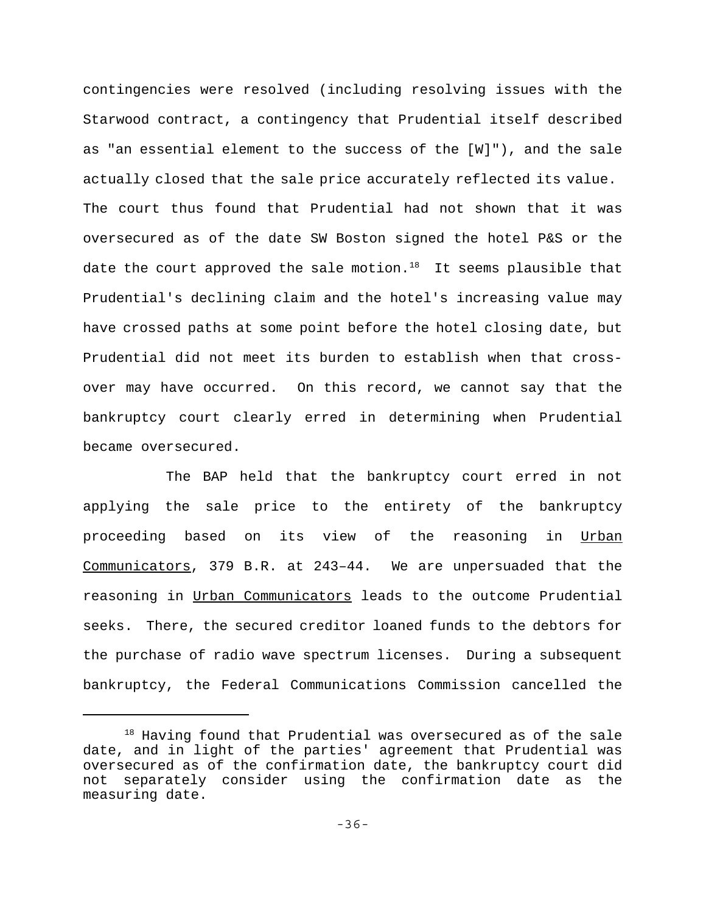contingencies were resolved (including resolving issues with the Starwood contract, a contingency that Prudential itself described as "an essential element to the success of the [W]"), and the sale actually closed that the sale price accurately reflected its value. The court thus found that Prudential had not shown that it was oversecured as of the date SW Boston signed the hotel P&S or the date the court approved the sale motion.[18] It seems plausible that Prudential's declining claim and the hotel's increasing value may have crossed paths at some point before the hotel closing date, but Prudential did not meet its burden to establish when that cross-over may have occurred. On this record, we cannot say that the bankruptcy court clearly erred in determining when Prudential became oversecured.

The BAP held that the bankruptcy court erred in not applying the sale price to the entirety of the bankruptcy proceeding based on its view of the reasoning in Urban Communicators, 379 B.R. at 243–44. We are unpersuaded that the reasoning in Urban Communicators leads to the outcome Prudential seeks. There, the secured creditor loaned funds to the debtors for the purchase of radio wave spectrum licenses. During a subsequent bankruptcy, the Federal Communications Commission cancelled the

---

[18] Having found that Prudential was oversecured as of the sale date, and in light of the parties' agreement that Prudential was oversecured as of the confirmation date, the bankruptcy court did not separately consider using the confirmation date as the measuring date.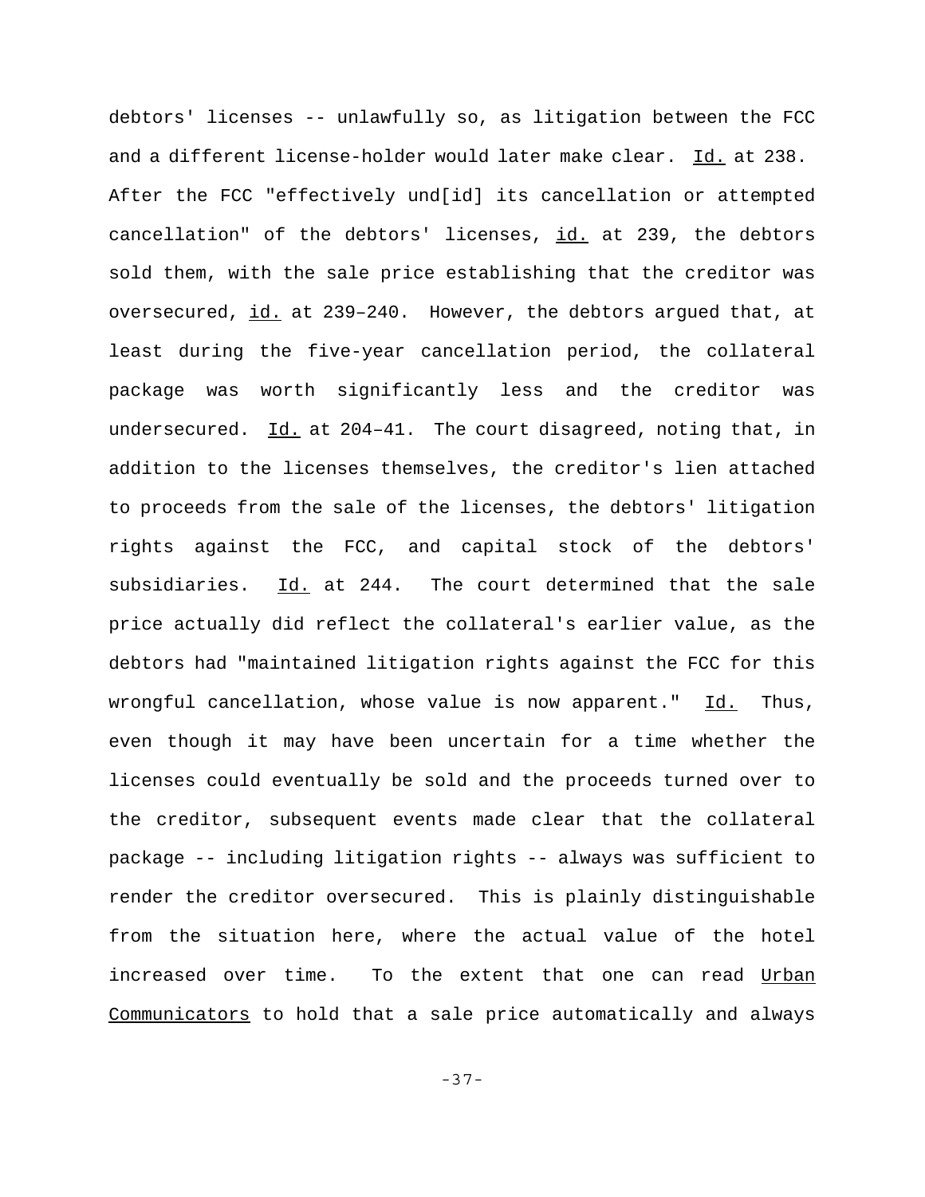debtors' licenses -- unlawfully so, as litigation between the FCC and a different license-holder would later make clear. Id. at 238. After the FCC "effectively und[id] its cancellation or attempted cancellation" of the debtors' licenses, id. at 239, the debtors sold them, with the sale price establishing that the creditor was oversecured, id. at 239–240. However, the debtors argued that, at least during the five-year cancellation period, the collateral package was worth significantly less and the creditor was undersecured. Id. at 204–41. The court disagreed, noting that, in addition to the licenses themselves, the creditor's lien attached to proceeds from the sale of the licenses, the debtors' litigation rights against the FCC, and capital stock of the debtors' subsidiaries. Id. at 244. The court determined that the sale price actually did reflect the collateral's earlier value, as the debtors had "maintained litigation rights against the FCC for this wrongful cancellation, whose value is now apparent." Id. Thus, even though it may have been uncertain for a time whether the licenses could eventually be sold and the proceeds turned over to the creditor, subsequent events made clear that the collateral package -- including litigation rights -- always was sufficient to render the creditor oversecured. This is plainly distinguishable from the situation here, where the actual value of the hotel increased over time. To the extent that one can read Urban Communicators to hold that a sale price automatically and always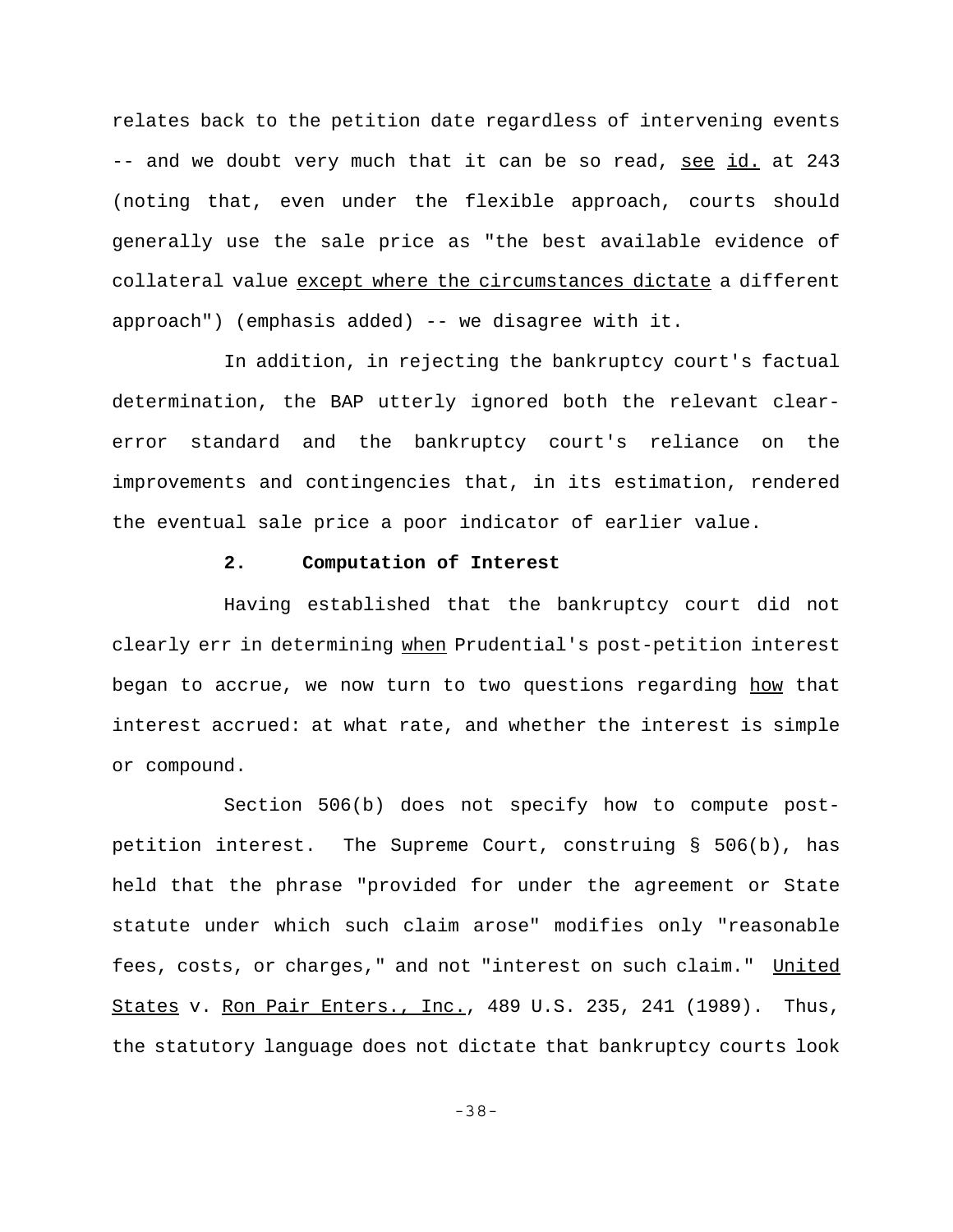relates back to the petition date regardless of intervening events -- and we doubt very much that it can be so read, see id. at 243 (noting that, even under the flexible approach, courts should generally use the sale price as "the best available evidence of collateral value except where the circumstances dictate a different approach") (emphasis added) -- we disagree with it.

In addition, in rejecting the bankruptcy court's factual determination, the BAP utterly ignored both the relevant clear-error standard and the bankruptcy court's reliance on the improvements and contingencies that, in its estimation, rendered the eventual sale price a poor indicator of earlier value.

**2. Computation of Interest**

Having established that the bankruptcy court did not clearly err in determining when Prudential's post-petition interest began to accrue, we now turn to two questions regarding how that interest accrued: at what rate, and whether the interest is simple or compound.

Section 506(b) does not specify how to compute post-petition interest. The Supreme Court, construing § 506(b), has held that the phrase "provided for under the agreement or State statute under which such claim arose" modifies only "reasonable fees, costs, or charges," and not "interest on such claim." United States v. Ron Pair Enters., Inc., 489 U.S. 235, 241 (1989). Thus, the statutory language does not dictate that bankruptcy courts look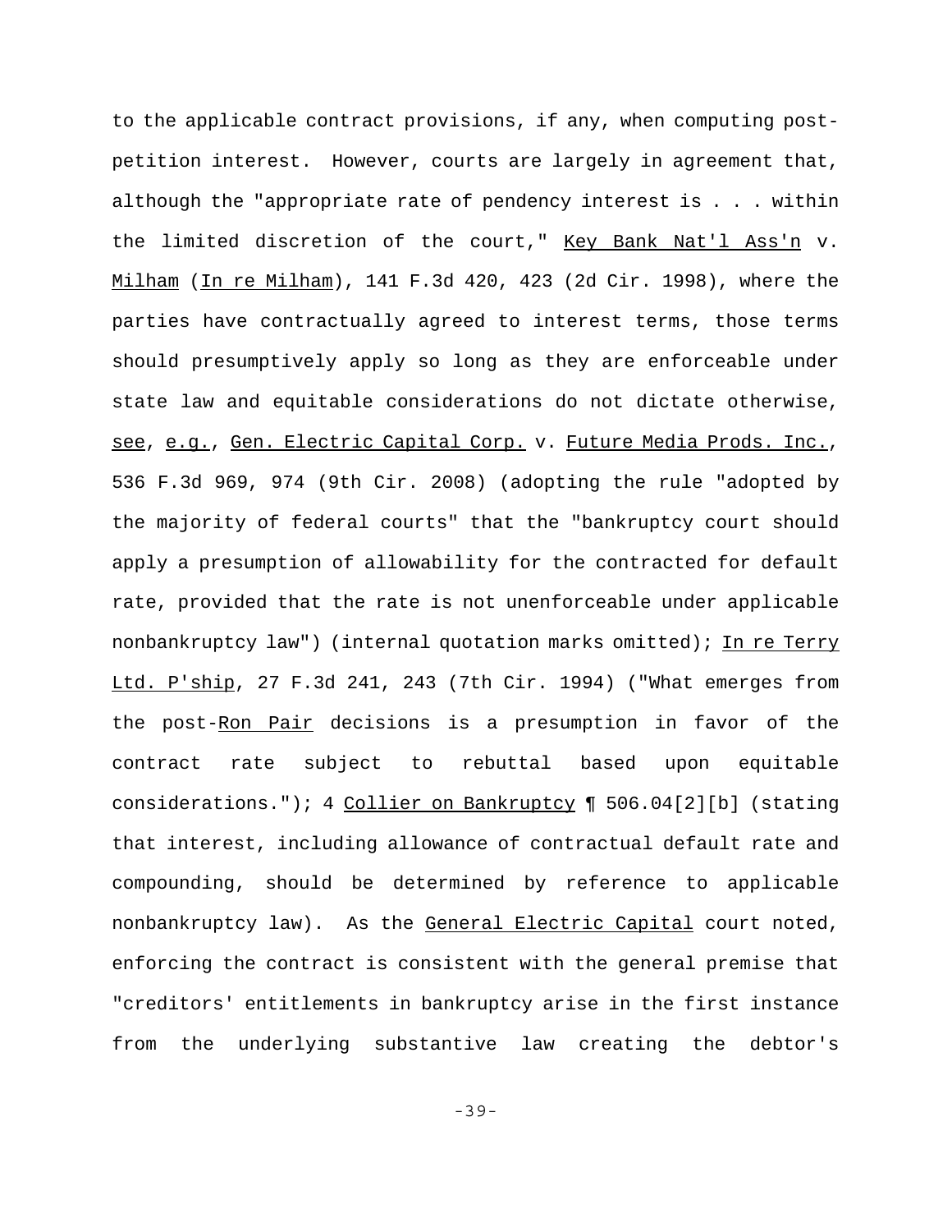to the applicable contract provisions, if any, when computing post-petition interest. However, courts are largely in agreement that, although the "appropriate rate of pendency interest is . . . within the limited discretion of the court," Key Bank Nat'l Ass'n v. Milham (In re Milham), 141 F.3d 420, 423 (2d Cir. 1998), where the parties have contractually agreed to interest terms, those terms should presumptively apply so long as they are enforceable under state law and equitable considerations do not dictate otherwise, see, e.g., Gen. Electric Capital Corp. v. Future Media Prods. Inc., 536 F.3d 969, 974 (9th Cir. 2008) (adopting the rule "adopted by the majority of federal courts" that the "bankruptcy court should apply a presumption of allowability for the contracted for default rate, provided that the rate is not unenforceable under applicable nonbankruptcy law") (internal quotation marks omitted); In re Terry Ltd. P'ship, 27 F.3d 241, 243 (7th Cir. 1994) ("What emerges from the post-Ron Pair decisions is a presumption in favor of the contract rate subject to rebuttal based upon equitable considerations."); 4 Collier on Bankruptcy ¶ 506.04[2][b] (stating that interest, including allowance of contractual default rate and compounding, should be determined by reference to applicable nonbankruptcy law). As the General Electric Capital court noted, enforcing the contract is consistent with the general premise that "creditors' entitlements in bankruptcy arise in the first instance from the underlying substantive law creating the debtor's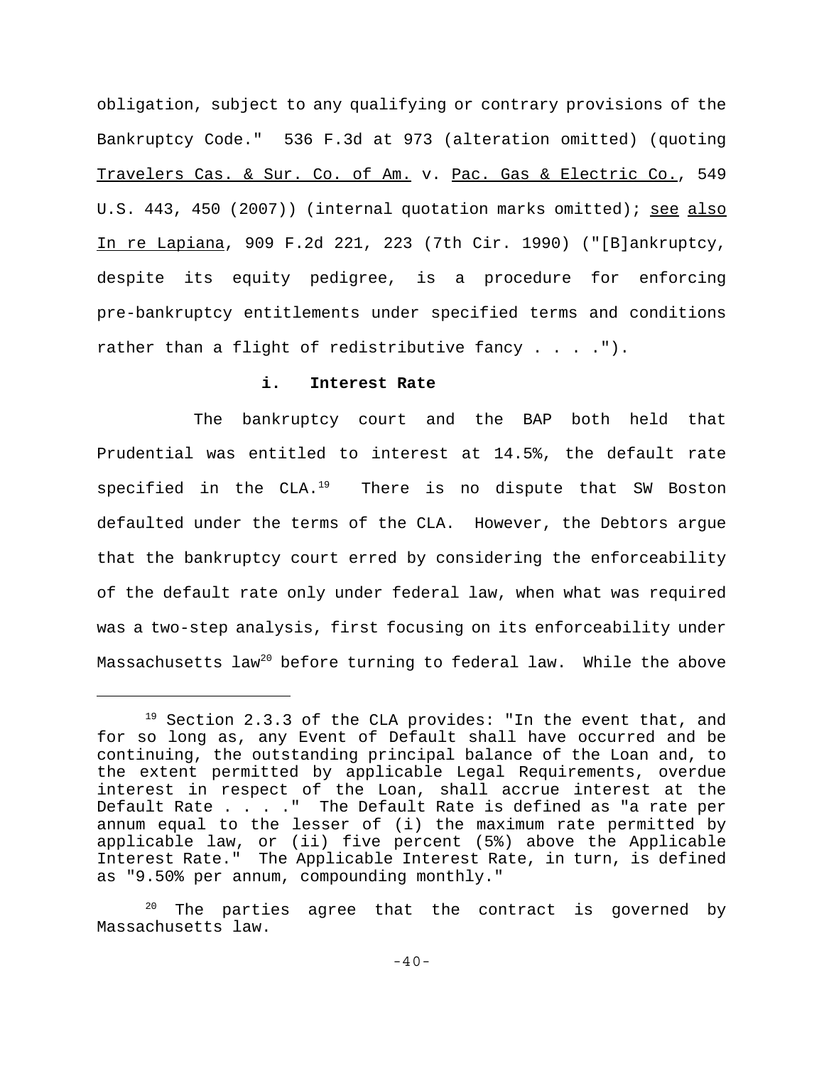obligation, subject to any qualifying or contrary provisions of the Bankruptcy Code." 536 F.3d at 973 (alteration omitted) (quoting Travelers Cas. & Sur. Co. of Am. v. Pac. Gas & Electric Co., 549 U.S. 443, 450 (2007)) (internal quotation marks omitted); see also In re Lapiana, 909 F.2d 221, 223 (7th Cir. 1990) ("[B]ankruptcy, despite its equity pedigree, is a procedure for enforcing pre-bankruptcy entitlements under specified terms and conditions rather than a flight of redistributive fancy . . . .").

**i. Interest Rate**

The bankruptcy court and the BAP both held that Prudential was entitled to interest at 14.5%, the default rate specified in the CLA.[19] There is no dispute that SW Boston defaulted under the terms of the CLA. However, the Debtors argue that the bankruptcy court erred by considering the enforceability of the default rate only under federal law, when what was required was a two-step analysis, first focusing on its enforceability under Massachusetts law[20] before turning to federal law. While the above

---

[19] Section 2.3.3 of the CLA provides: "In the event that, and for so long as, any Event of Default shall have occurred and be continuing, the outstanding principal balance of the Loan and, to the extent permitted by applicable Legal Requirements, overdue interest in respect of the Loan, shall accrue interest at the Default Rate . . . ." The Default Rate is defined as "a rate per annum equal to the lesser of (i) the maximum rate permitted by applicable law, or (ii) five percent (5%) above the Applicable Interest Rate." The Applicable Interest Rate, in turn, is defined as "9.50% per annum, compounding monthly."

[20] The parties agree that the contract is governed by Massachusetts law.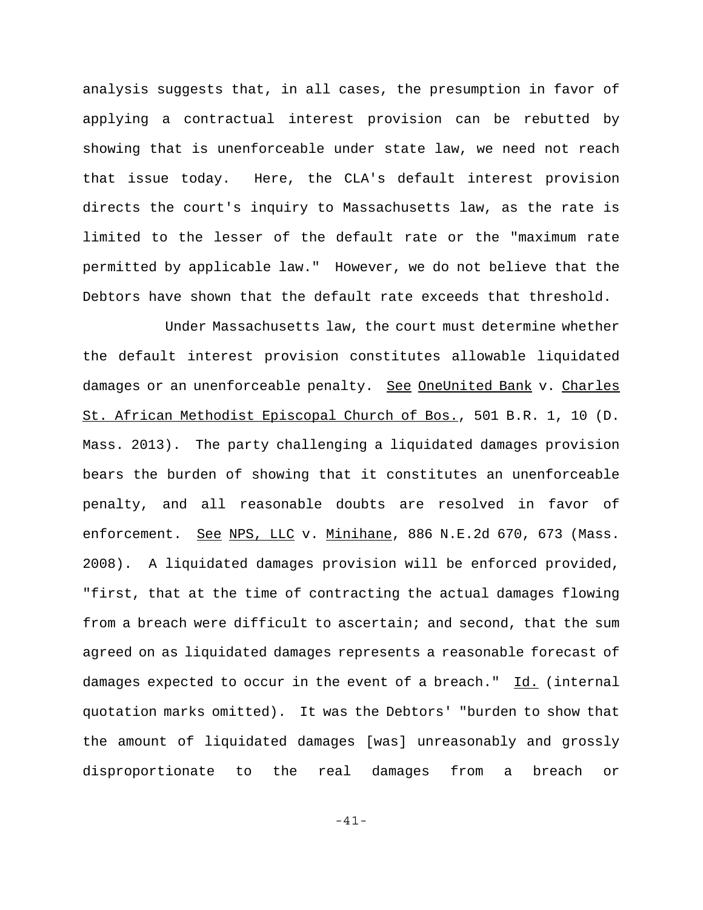analysis suggests that, in all cases, the presumption in favor of applying a contractual interest provision can be rebutted by showing that is unenforceable under state law, we need not reach that issue today. Here, the CLA's default interest provision directs the court's inquiry to Massachusetts law, as the rate is limited to the lesser of the default rate or the "maximum rate permitted by applicable law." However, we do not believe that the Debtors have shown that the default rate exceeds that threshold.

Under Massachusetts law, the court must determine whether the default interest provision constitutes allowable liquidated damages or an unenforceable penalty. See OneUnited Bank v. Charles St. African Methodist Episcopal Church of Bos., 501 B.R. 1, 10 (D. Mass. 2013). The party challenging a liquidated damages provision bears the burden of showing that it constitutes an unenforceable penalty, and all reasonable doubts are resolved in favor of enforcement. See NPS, LLC v. Minihane, 886 N.E.2d 670, 673 (Mass. 2008). A liquidated damages provision will be enforced provided, "first, that at the time of contracting the actual damages flowing from a breach were difficult to ascertain; and second, that the sum agreed on as liquidated damages represents a reasonable forecast of damages expected to occur in the event of a breach." Id. (internal quotation marks omitted). It was the Debtors' "burden to show that the amount of liquidated damages [was] unreasonably and grossly disproportionate to the real damages from a breach or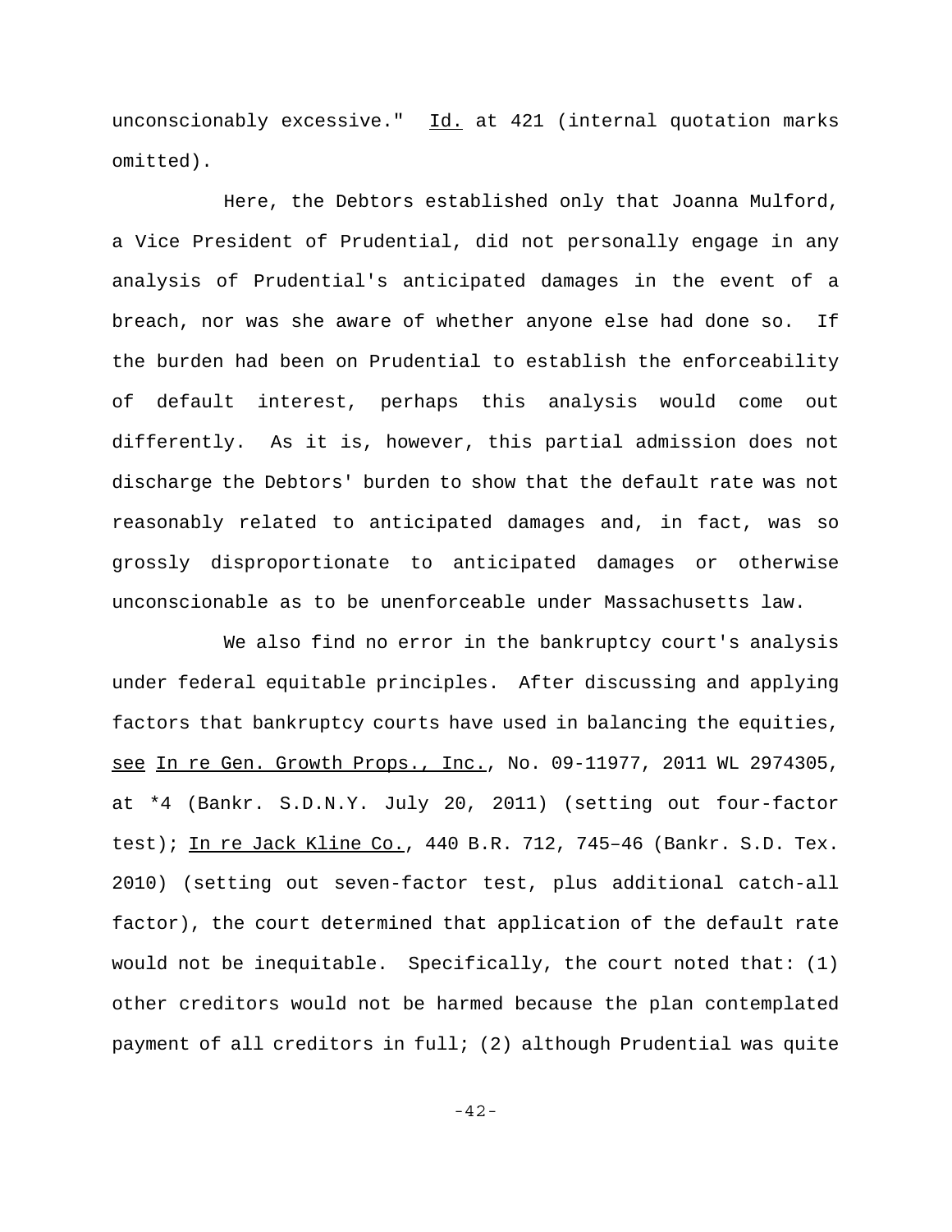unconscionably excessive." Id. at 421 (internal quotation marks omitted).

Here, the Debtors established only that Joanna Mulford, a Vice President of Prudential, did not personally engage in any analysis of Prudential's anticipated damages in the event of a breach, nor was she aware of whether anyone else had done so. If the burden had been on Prudential to establish the enforceability of default interest, perhaps this analysis would come out differently. As it is, however, this partial admission does not discharge the Debtors' burden to show that the default rate was not reasonably related to anticipated damages and, in fact, was so grossly disproportionate to anticipated damages or otherwise unconscionable as to be unenforceable under Massachusetts law.

We also find no error in the bankruptcy court's analysis under federal equitable principles. After discussing and applying factors that bankruptcy courts have used in balancing the equities, see In re Gen. Growth Props., Inc., No. 09-11977, 2011 WL 2974305, at *4 (Bankr. S.D.N.Y. July 20, 2011) (setting out four-factor test); In re Jack Kline Co., 440 B.R. 712, 745–46 (Bankr. S.D. Tex. 2010) (setting out seven-factor test, plus additional catch-all factor), the court determined that application of the default rate would not be inequitable. Specifically, the court noted that: (1) other creditors would not be harmed because the plan contemplated payment of all creditors in full; (2) although Prudential was quite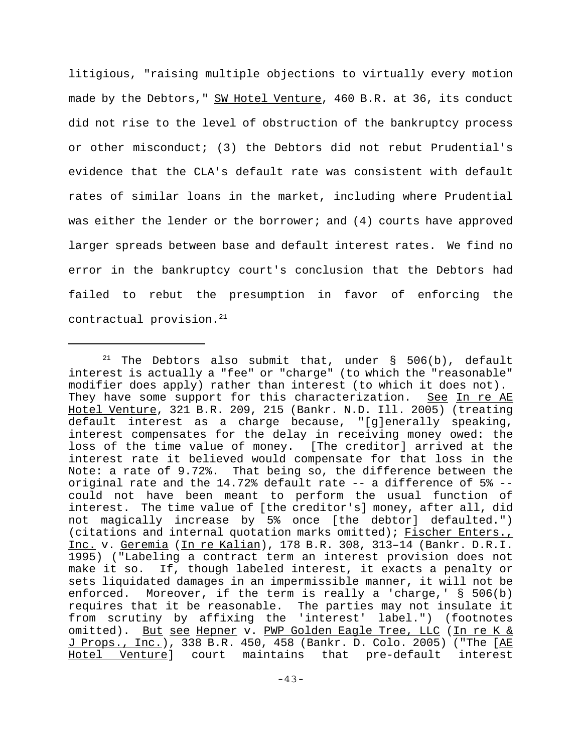litigious, "raising multiple objections to virtually every motion made by the Debtors," SW Hotel Venture, 460 B.R. at 36, its conduct did not rise to the level of obstruction of the bankruptcy process or other misconduct; (3) the Debtors did not rebut Prudential's evidence that the CLA's default rate was consistent with default rates of similar loans in the market, including where Prudential was either the lender or the borrower; and (4) courts have approved larger spreads between base and default interest rates. We find no error in the bankruptcy court's conclusion that the Debtors had failed to rebut the presumption in favor of enforcing the contractual provision.[21]

---

[21] The Debtors also submit that, under § 506(b), default interest is actually a "fee" or "charge" (to which the "reasonable" modifier does apply) rather than interest (to which it does not). They have some support for this characterization. See In re AE Hotel Venture, 321 B.R. 209, 215 (Bankr. N.D. Ill. 2005) (treating default interest as a charge because, "[g]enerally speaking, interest compensates for the delay in receiving money owed: the loss of the time value of money. [The creditor] arrived at the interest rate it believed would compensate for that loss in the Note: a rate of 9.72%. That being so, the difference between the original rate and the 14.72% default rate -- a difference of 5% -- could not have been meant to perform the usual function of interest. The time value of [the creditor's] money, after all, did not magically increase by 5% once [the debtor] defaulted.") (citations and internal quotation marks omitted); Fischer Enters., Inc. v. Geremia (In re Kalian), 178 B.R. 308, 313–14 (Bankr. D.R.I. 1995) ("Labeling a contract term an interest provision does not make it so. If, though labeled interest, it exacts a penalty or sets liquidated damages in an impermissible manner, it will not be enforced. Moreover, if the term is really a 'charge,' § 506(b) requires that it be reasonable. The parties may not insulate it from scrutiny by affixing the 'interest' label.") (footnotes omitted). But see Hepner v. PWP Golden Eagle Tree, LLC (In re K & J Props., Inc.), 338 B.R. 450, 458 (Bankr. D. Colo. 2005) ("The [AE Hotel Venture] court maintains that pre-default interest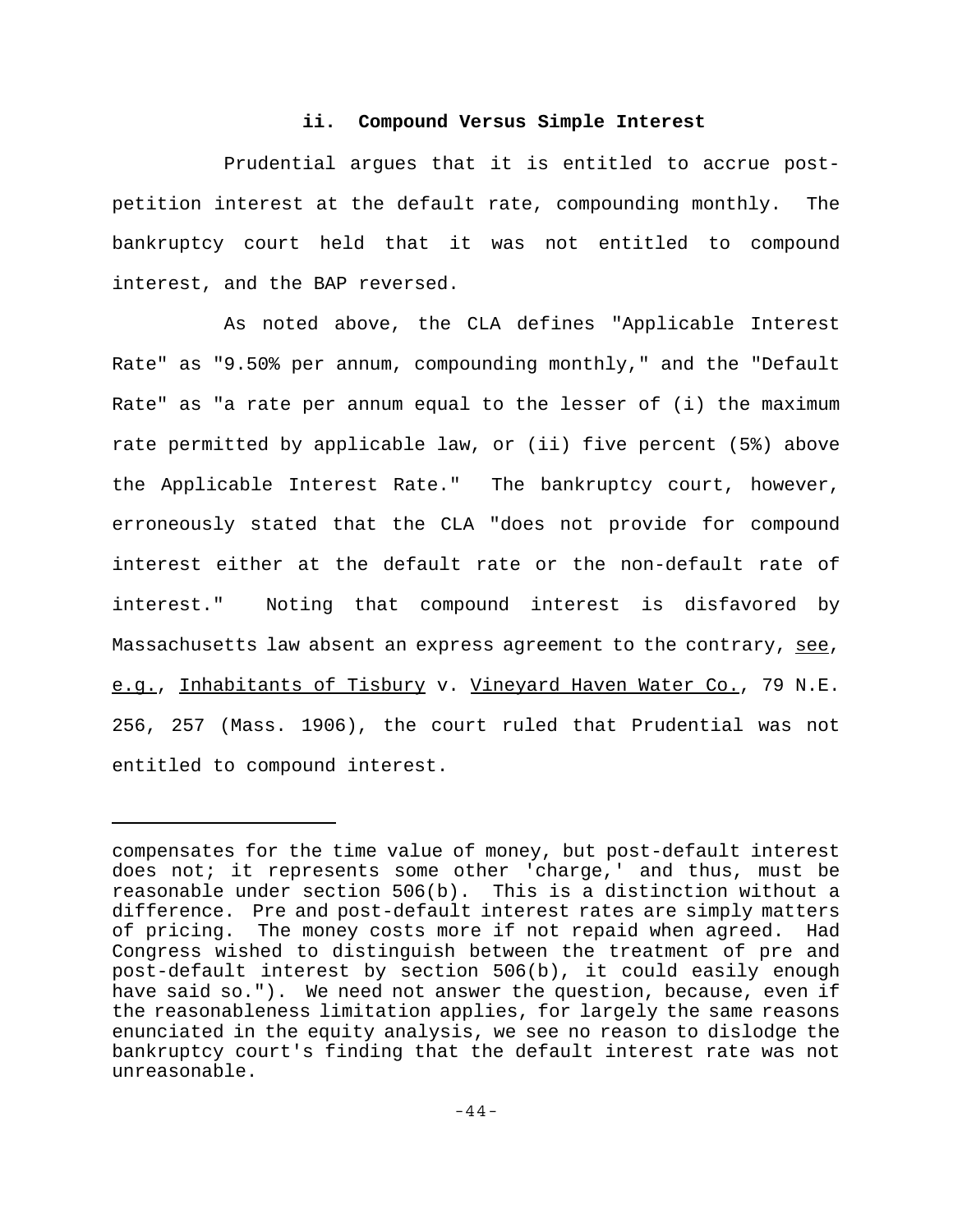### ii. Compound Versus Simple Interest

Prudential argues that it is entitled to accrue post-petition interest at the default rate, compounding monthly. The bankruptcy court held that it was not entitled to compound interest, and the BAP reversed.

As noted above, the CLA defines "Applicable Interest Rate" as "9.50% per annum, compounding monthly," and the "Default Rate" as "a rate per annum equal to the lesser of (i) the maximum rate permitted by applicable law, or (ii) five percent (5%) above the Applicable Interest Rate." The bankruptcy court, however, erroneously stated that the CLA "does not provide for compound interest either at the default rate or the non-default rate of interest." Noting that compound interest is disfavored by Massachusetts law absent an express agreement to the contrary, see, e.g., Inhabitants of Tisbury v. Vineyard Haven Water Co., 79 N.E. 256, 257 (Mass. 1906), the court ruled that Prudential was not entitled to compound interest.

---

compensates for the time value of money, but post-default interest does not; it represents some other 'charge,' and thus, must be reasonable under section 506(b). This is a distinction without a difference. Pre and post-default interest rates are simply matters of pricing. The money costs more if not repaid when agreed. Had Congress wished to distinguish between the treatment of pre and post-default interest by section 506(b), it could easily enough have said so."). We need not answer the question, because, even if the reasonableness limitation applies, for largely the same reasons enunciated in the equity analysis, we see no reason to dislodge the bankruptcy court's finding that the default interest rate was not unreasonable.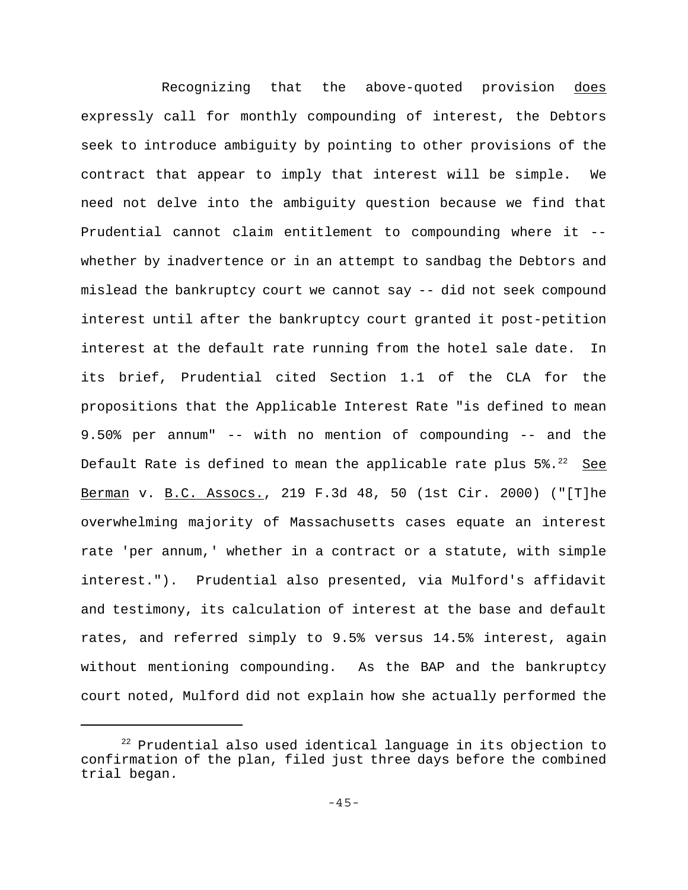Recognizing that the above-quoted provision _does_ expressly call for monthly compounding of interest, the Debtors seek to introduce ambiguity by pointing to other provisions of the contract that appear to imply that interest will be simple. We need not delve into the ambiguity question because we find that Prudential cannot claim entitlement to compounding where it -- whether by inadvertence or in an attempt to sandbag the Debtors and mislead the bankruptcy court we cannot say -- did not seek compound interest until after the bankruptcy court granted it post-petition interest at the default rate running from the hotel sale date. In its brief, Prudential cited Section 1.1 of the CLA for the propositions that the Applicable Interest Rate "is defined to mean 9.50% per annum" -- with no mention of compounding -- and the Default Rate is defined to mean the applicable rate plus 5%.[22] _See_ _Berman_ v. _B.C. Assocs._, 219 F.3d 48, 50 (1st Cir. 2000) ("[T]he overwhelming majority of Massachusetts cases equate an interest rate 'per annum,' whether in a contract or a statute, with simple interest."). Prudential also presented, via Mulford's affidavit and testimony, its calculation of interest at the base and default rates, and referred simply to 9.5% versus 14.5% interest, again without mentioning compounding. As the BAP and the bankruptcy court noted, Mulford did not explain how she actually performed the

[22] Prudential also used identical language in its objection to confirmation of the plan, filed just three days before the combined trial began.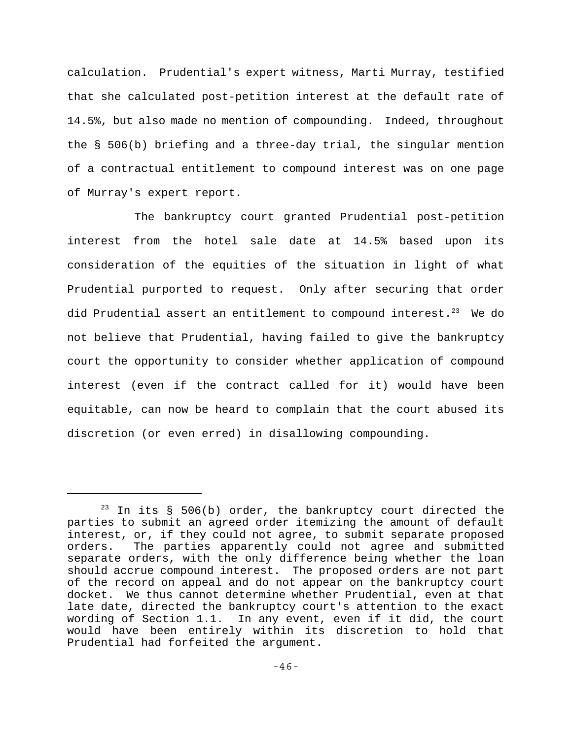calculation. Prudential's expert witness, Marti Murray, testified that she calculated post-petition interest at the default rate of 14.5%, but also made no mention of compounding. Indeed, throughout the § 506(b) briefing and a three-day trial, the singular mention of a contractual entitlement to compound interest was on one page of Murray's expert report.

The bankruptcy court granted Prudential post-petition interest from the hotel sale date at 14.5% based upon its consideration of the equities of the situation in light of what Prudential purported to request. Only after securing that order did Prudential assert an entitlement to compound interest.[23] We do not believe that Prudential, having failed to give the bankruptcy court the opportunity to consider whether application of compound interest (even if the contract called for it) would have been equitable, can now be heard to complain that the court abused its discretion (or even erred) in disallowing compounding.

---

[23] In its § 506(b) order, the bankruptcy court directed the parties to submit an agreed order itemizing the amount of default interest, or, if they could not agree, to submit separate proposed orders. The parties apparently could not agree and submitted separate orders, with the only difference being whether the loan should accrue compound interest. The proposed orders are not part of the record on appeal and do not appear on the bankruptcy court docket. We thus cannot determine whether Prudential, even at that late date, directed the bankruptcy court's attention to the exact wording of Section 1.1. In any event, even if it did, the court would have been entirely within its discretion to hold that Prudential had forfeited the argument.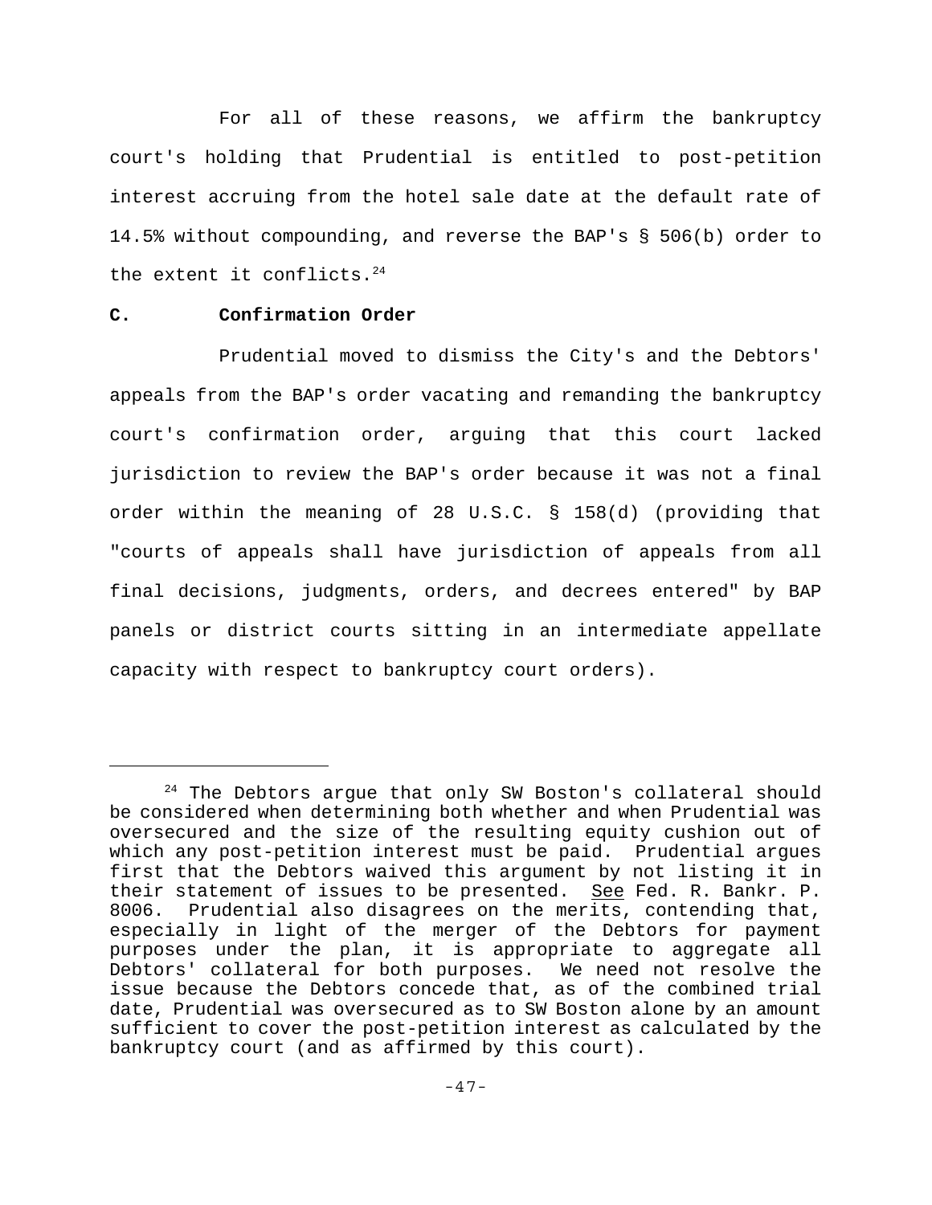For all of these reasons, we affirm the bankruptcy court's holding that Prudential is entitled to post-petition interest accruing from the hotel sale date at the default rate of 14.5% without compounding, and reverse the BAP's § 506(b) order to the extent it conflicts.[24]

**C. Confirmation Order**

Prudential moved to dismiss the City's and the Debtors' appeals from the BAP's order vacating and remanding the bankruptcy court's confirmation order, arguing that this court lacked jurisdiction to review the BAP's order because it was not a final order within the meaning of 28 U.S.C. § 158(d) (providing that "courts of appeals shall have jurisdiction of appeals from all final decisions, judgments, orders, and decrees entered" by BAP panels or district courts sitting in an intermediate appellate capacity with respect to bankruptcy court orders).

---

[24] The Debtors argue that only SW Boston's collateral should be considered when determining both whether and when Prudential was oversecured and the size of the resulting equity cushion out of which any post-petition interest must be paid. Prudential argues first that the Debtors waived this argument by not listing it in their statement of issues to be presented. See Fed. R. Bankr. P. 8006. Prudential also disagrees on the merits, contending that, especially in light of the merger of the Debtors for payment purposes under the plan, it is appropriate to aggregate all Debtors' collateral for both purposes. We need not resolve the issue because the Debtors concede that, as of the combined trial date, Prudential was oversecured as to SW Boston alone by an amount sufficient to cover the post-petition interest as calculated by the bankruptcy court (and as affirmed by this court).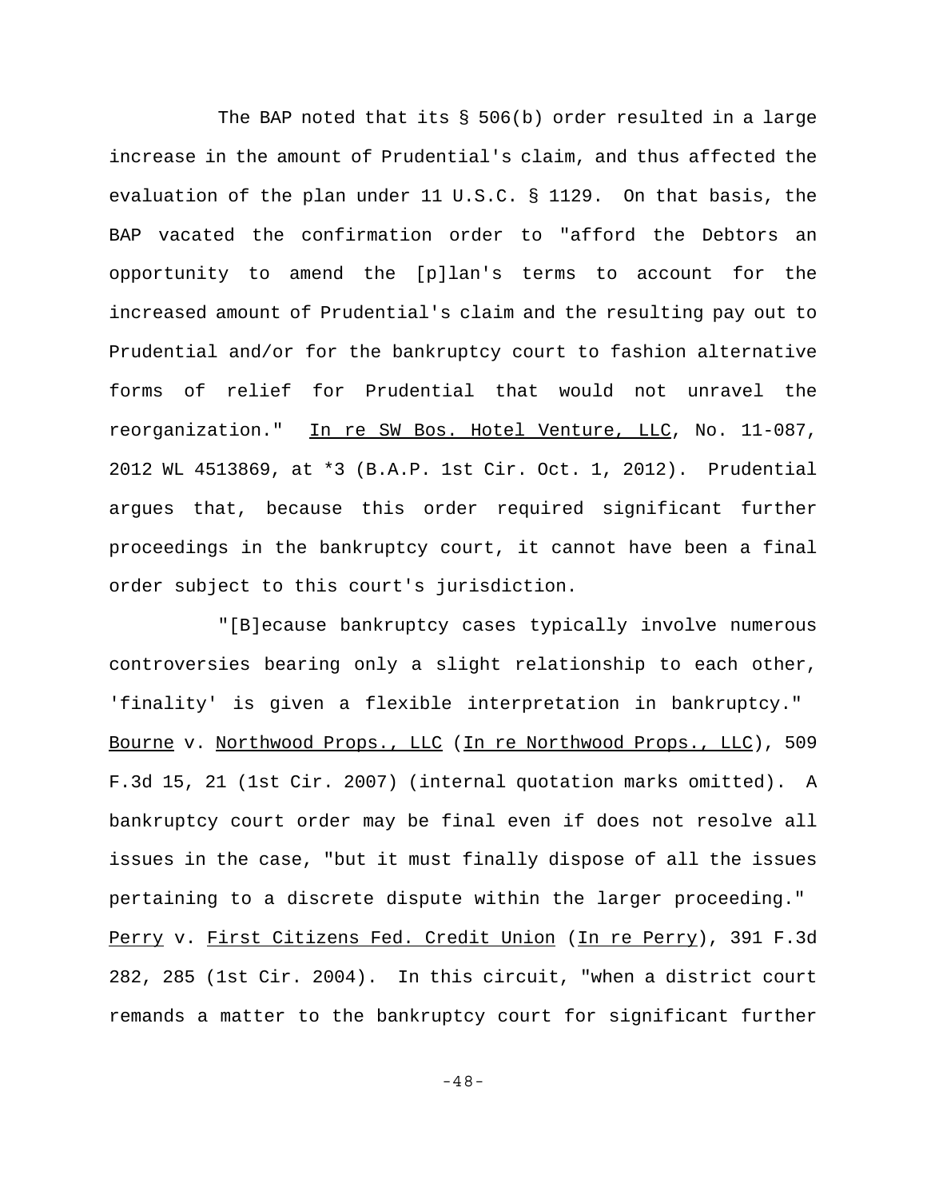The BAP noted that its § 506(b) order resulted in a large increase in the amount of Prudential's claim, and thus affected the evaluation of the plan under 11 U.S.C. § 1129. On that basis, the BAP vacated the confirmation order to "afford the Debtors an opportunity to amend the [p]lan's terms to account for the increased amount of Prudential's claim and the resulting pay out to Prudential and/or for the bankruptcy court to fashion alternative forms of relief for Prudential that would not unravel the reorganization." In re SW Bos. Hotel Venture, LLC, No. 11-087, 2012 WL 4513869, at *3 (B.A.P. 1st Cir. Oct. 1, 2012). Prudential argues that, because this order required significant further proceedings in the bankruptcy court, it cannot have been a final order subject to this court's jurisdiction.

"[B]ecause bankruptcy cases typically involve numerous controversies bearing only a slight relationship to each other, 'finality' is given a flexible interpretation in bankruptcy." Bourne v. Northwood Props., LLC (In re Northwood Props., LLC), 509 F.3d 15, 21 (1st Cir. 2007) (internal quotation marks omitted). A bankruptcy court order may be final even if does not resolve all issues in the case, "but it must finally dispose of all the issues pertaining to a discrete dispute within the larger proceeding." Perry v. First Citizens Fed. Credit Union (In re Perry), 391 F.3d 282, 285 (1st Cir. 2004). In this circuit, "when a district court remands a matter to the bankruptcy court for significant further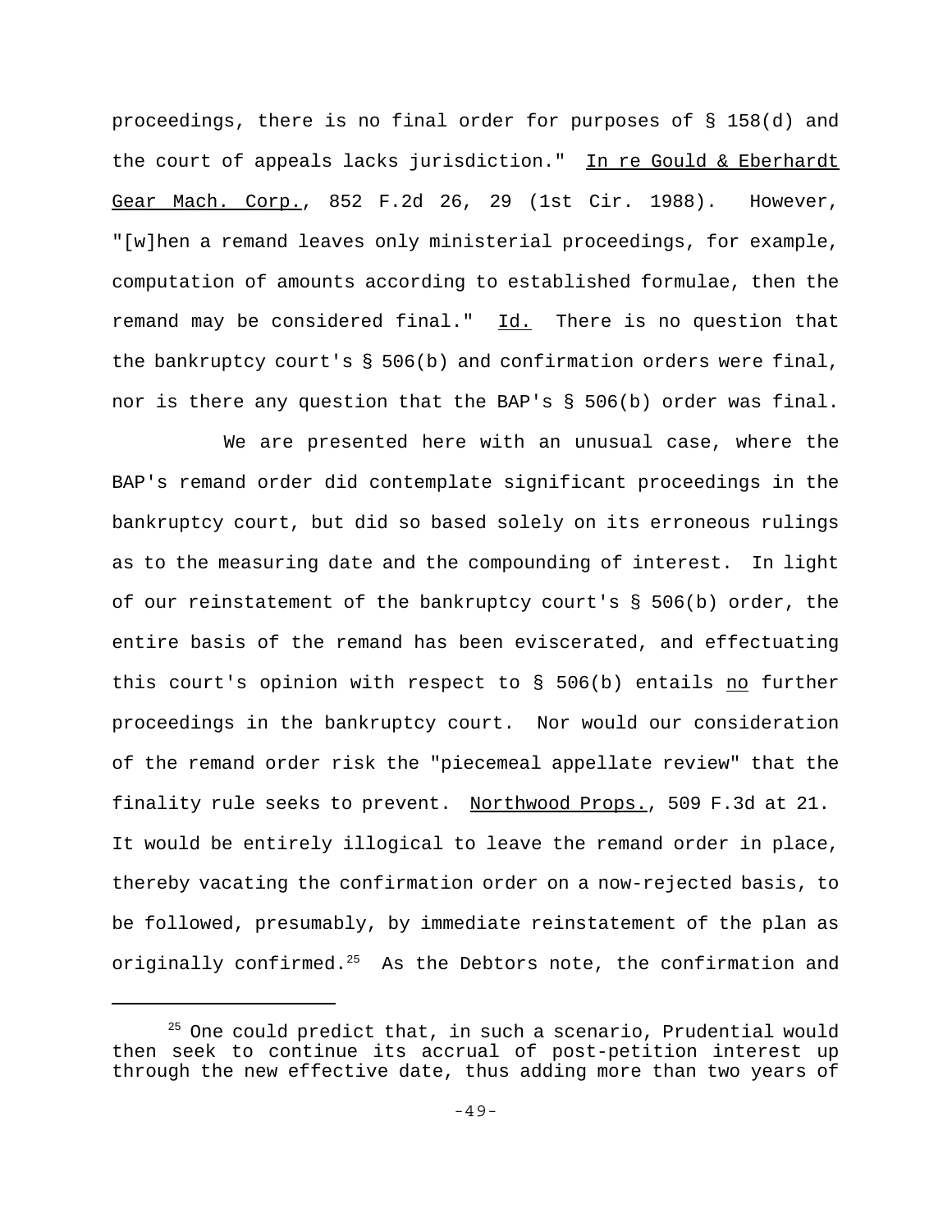proceedings, there is no final order for purposes of § 158(d) and the court of appeals lacks jurisdiction." In re Gould & Eberhardt Gear Mach. Corp., 852 F.2d 26, 29 (1st Cir. 1988). However, "[w]hen a remand leaves only ministerial proceedings, for example, computation of amounts according to established formulae, then the remand may be considered final." Id. There is no question that the bankruptcy court's § 506(b) and confirmation orders were final, nor is there any question that the BAP's § 506(b) order was final.

We are presented here with an unusual case, where the BAP's remand order did contemplate significant proceedings in the bankruptcy court, but did so based solely on its erroneous rulings as to the measuring date and the compounding of interest. In light of our reinstatement of the bankruptcy court's § 506(b) order, the entire basis of the remand has been eviscerated, and effectuating this court's opinion with respect to § 506(b) entails no further proceedings in the bankruptcy court. Nor would our consideration of the remand order risk the "piecemeal appellate review" that the finality rule seeks to prevent. Northwood Props., 509 F.3d at 21. It would be entirely illogical to leave the remand order in place, thereby vacating the confirmation order on a now-rejected basis, to be followed, presumably, by immediate reinstatement of the plan as originally confirmed.[25] As the Debtors note, the confirmation and

---

[25] One could predict that, in such a scenario, Prudential would then seek to continue its accrual of post-petition interest up through the new effective date, thus adding more than two years of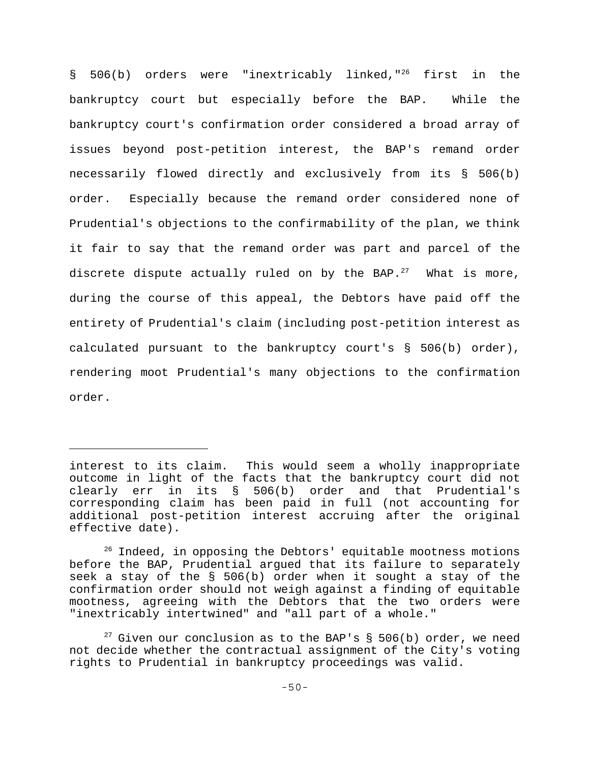§ 506(b) orders were "inextricably linked,"[26] first in the bankruptcy court but especially before the BAP. While the bankruptcy court's confirmation order considered a broad array of issues beyond post-petition interest, the BAP's remand order necessarily flowed directly and exclusively from its § 506(b) order. Especially because the remand order considered none of Prudential's objections to the confirmability of the plan, we think it fair to say that the remand order was part and parcel of the discrete dispute actually ruled on by the BAP.[27] What is more, during the course of this appeal, the Debtors have paid off the entirety of Prudential's claim (including post-petition interest as calculated pursuant to the bankruptcy court's § 506(b) order), rendering moot Prudential's many objections to the confirmation order.

---

interest to its claim. This would seem a wholly inappropriate outcome in light of the facts that the bankruptcy court did not clearly err in its § 506(b) order and that Prudential's corresponding claim has been paid in full (not accounting for additional post-petition interest accruing after the original effective date).

[26] Indeed, in opposing the Debtors' equitable mootness motions before the BAP, Prudential argued that its failure to separately seek a stay of the § 506(b) order when it sought a stay of the confirmation order should not weigh against a finding of equitable mootness, agreeing with the Debtors that the two orders were "inextricably intertwined" and "all part of a whole."

[27] Given our conclusion as to the BAP's § 506(b) order, we need not decide whether the contractual assignment of the City's voting rights to Prudential in bankruptcy proceedings was valid.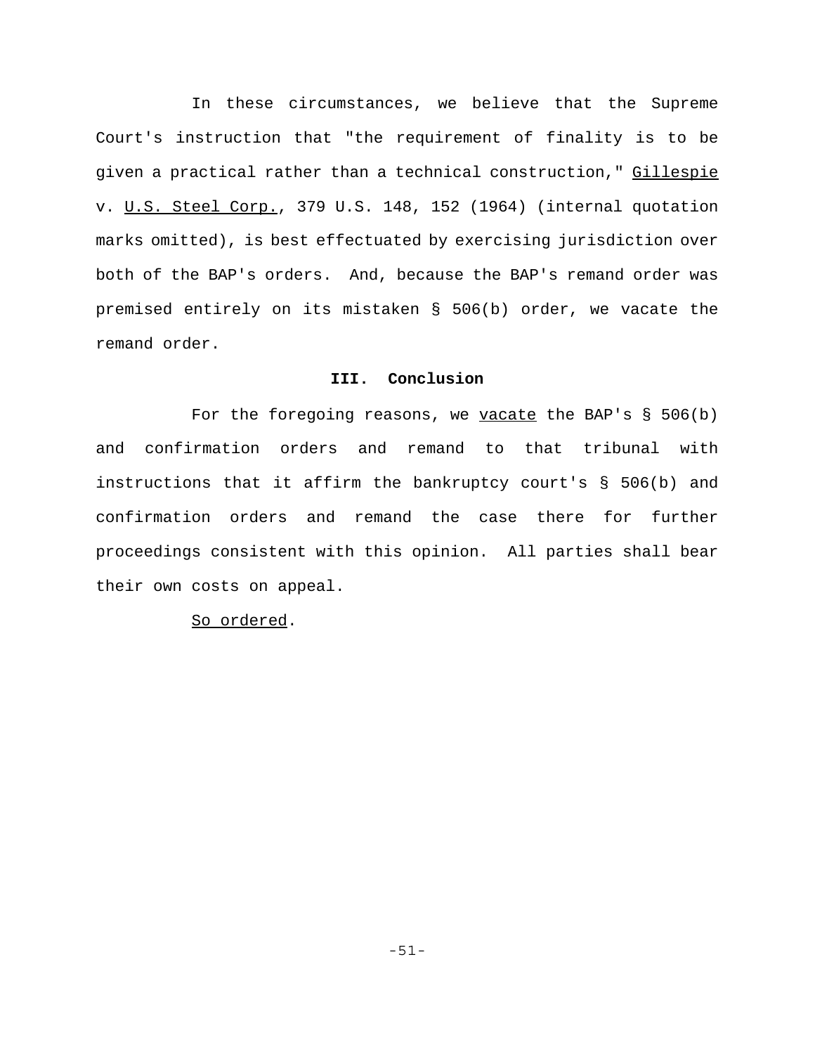In these circumstances, we believe that the Supreme Court's instruction that "the requirement of finality is to be given a practical rather than a technical construction," Gillespie v. U.S. Steel Corp., 379 U.S. 148, 152 (1964) (internal quotation marks omitted), is best effectuated by exercising jurisdiction over both of the BAP's orders. And, because the BAP's remand order was premised entirely on its mistaken § 506(b) order, we vacate the remand order.

## III. Conclusion

For the foregoing reasons, we vacate the BAP's § 506(b) and confirmation orders and remand to that tribunal with instructions that it affirm the bankruptcy court's § 506(b) and confirmation orders and remand the case there for further proceedings consistent with this opinion. All parties shall bear their own costs on appeal.

So ordered.